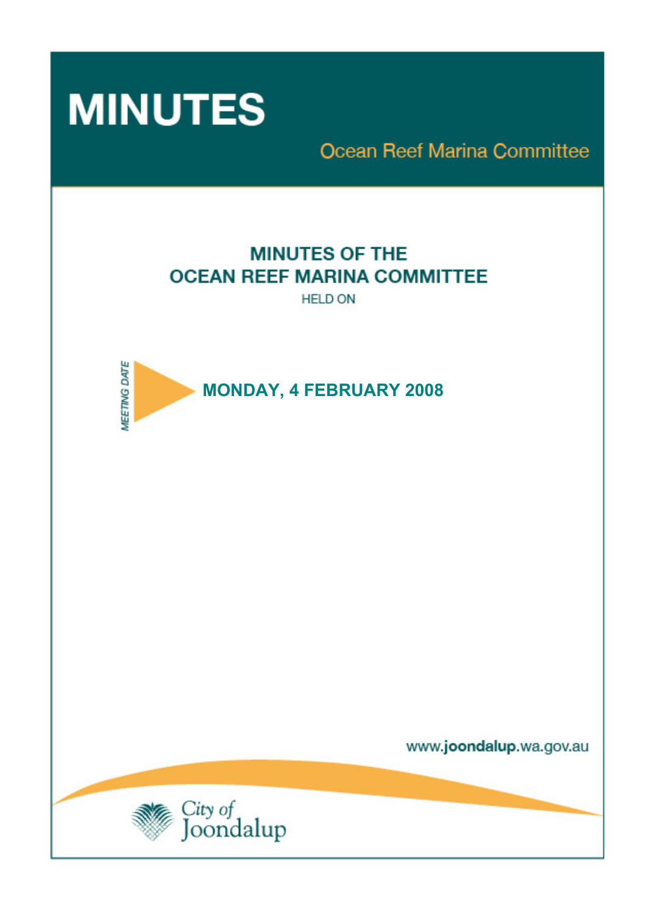# MINUTES

Ocean Reef Marina Committee

## MINUTES OF THE OCEAN REEF MARINA COMMITTEE

HELD ON

MEETING DATE

**MONDAY, 4 FEBRUARY 2008**

www.joondalup.wa.gov.au

City of Joondalup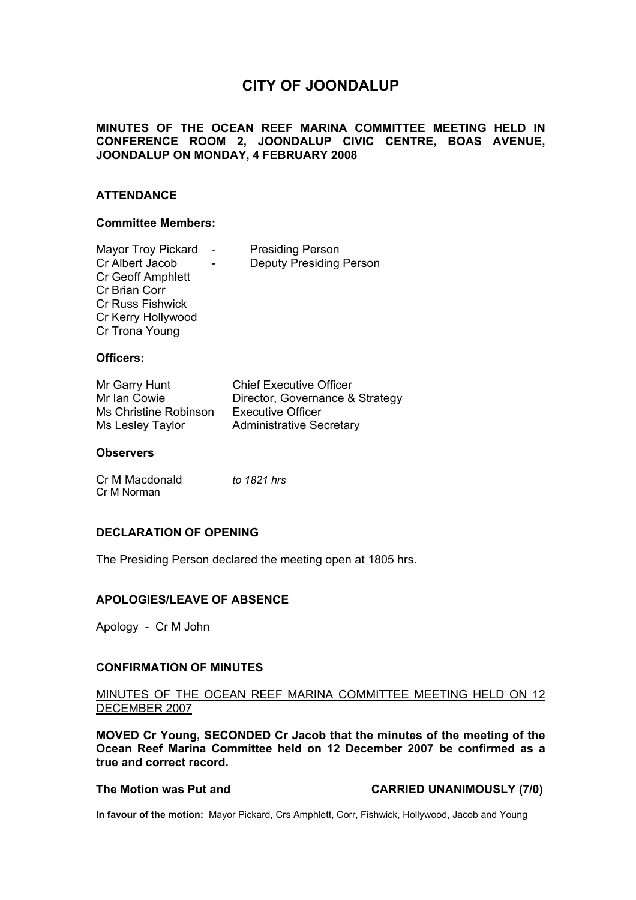# CITY OF JOONDALUP

**MINUTES OF THE OCEAN REEF MARINA COMMITTEE MEETING HELD IN CONFERENCE ROOM 2, JOONDALUP CIVIC CENTRE, BOAS AVENUE, JOONDALUP ON MONDAY, 4 FEBRUARY 2008**

## ATTENDANCE

### Committee Members:

| | | |
|---|---|---|
| Mayor Troy Pickard | - | Presiding Person |
| Cr Albert Jacob | - | Deputy Presiding Person |
| Cr Geoff Amphlett | | |
| Cr Brian Corr | | |
| Cr Russ Fishwick | | |
| Cr Kerry Hollywood | | |
| Cr Trona Young | | |

### Officers:

| | |
|---|---|
| Mr Garry Hunt | Chief Executive Officer |
| Mr Ian Cowie | Director, Governance & Strategy |
| Ms Christine Robinson | Executive Officer |
| Ms Lesley Taylor | Administrative Secretary |

### Observers

| | |
|---|---|
| Cr M Macdonald | *to 1821 hrs* |
| Cr M Norman | |

## DECLARATION OF OPENING

The Presiding Person declared the meeting open at 1805 hrs.

## APOLOGIES/LEAVE OF ABSENCE

Apology - Cr M John

## CONFIRMATION OF MINUTES

MINUTES OF THE OCEAN REEF MARINA COMMITTEE MEETING HELD ON 12 DECEMBER 2007

**MOVED Cr Young, SECONDED Cr Jacob that the minutes of the meeting of the Ocean Reef Marina Committee held on 12 December 2007 be confirmed as a true and correct record.**

**The Motion was Put and CARRIED UNANIMOUSLY (7/0)**

**In favour of the motion:** Mayor Pickard, Crs Amphlett, Corr, Fishwick, Hollywood, Jacob and Young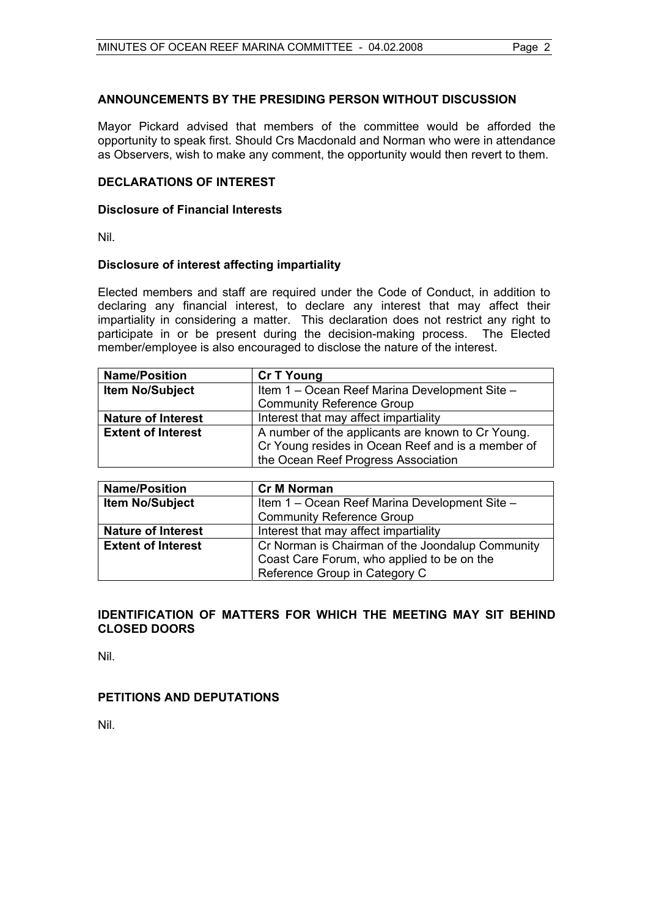## ANNOUNCEMENTS BY THE PRESIDING PERSON WITHOUT DISCUSSION

Mayor Pickard advised that members of the committee would be afforded the opportunity to speak first. Should Crs Macdonald and Norman who were in attendance as Observers, wish to make any comment, the opportunity would then revert to them.

## DECLARATIONS OF INTEREST

### Disclosure of Financial Interests

Nil.

### Disclosure of interest affecting impartiality

Elected members and staff are required under the Code of Conduct, in addition to declaring any financial interest, to declare any interest that may affect their impartiality in considering a matter. This declaration does not restrict any right to participate in or be present during the decision-making process. The Elected member/employee is also encouraged to disclose the nature of the interest.

| **Name/Position** | **Cr T Young** |
|---|---|
| **Item No/Subject** | Item 1 – Ocean Reef Marina Development Site – Community Reference Group |
| **Nature of Interest** | Interest that may affect impartiality |
| **Extent of Interest** | A number of the applicants are known to Cr Young. Cr Young resides in Ocean Reef and is a member of the Ocean Reef Progress Association |

| **Name/Position** | **Cr M Norman** |
|---|---|
| **Item No/Subject** | Item 1 – Ocean Reef Marina Development Site – Community Reference Group |
| **Nature of Interest** | Interest that may affect impartiality |
| **Extent of Interest** | Cr Norman is Chairman of the Joondalup Community Coast Care Forum, who applied to be on the Reference Group in Category C |

## IDENTIFICATION OF MATTERS FOR WHICH THE MEETING MAY SIT BEHIND CLOSED DOORS

Nil.

## PETITIONS AND DEPUTATIONS

Nil.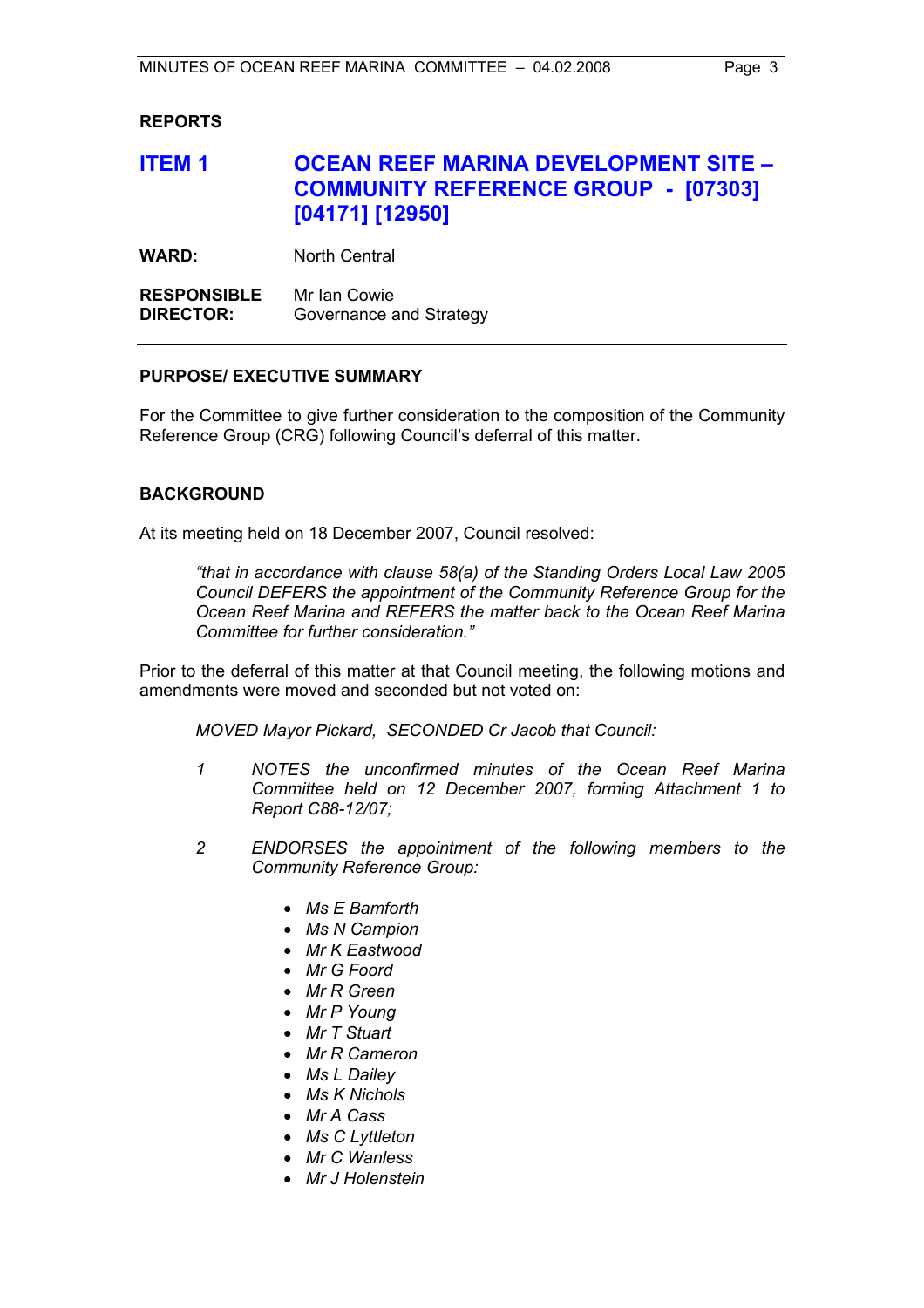**REPORTS**

## ITEM 1 OCEAN REEF MARINA DEVELOPMENT SITE – COMMUNITY REFERENCE GROUP - [07303] [04171] [12950]

**WARD:** North Central

**RESPONSIBLE DIRECTOR:** Mr Ian Cowie
Governance and Strategy

---

### PURPOSE/ EXECUTIVE SUMMARY

For the Committee to give further consideration to the composition of the Community Reference Group (CRG) following Council's deferral of this matter.

### BACKGROUND

At its meeting held on 18 December 2007, Council resolved:

> *"that in accordance with clause 58(a) of the Standing Orders Local Law 2005 Council DEFERS the appointment of the Community Reference Group for the Ocean Reef Marina and REFERS the matter back to the Ocean Reef Marina Committee for further consideration."*

Prior to the deferral of this matter at that Council meeting, the following motions and amendments were moved and seconded but not voted on:

*MOVED Mayor Pickard, SECONDED Cr Jacob that Council:*

*1 NOTES the unconfirmed minutes of the Ocean Reef Marina Committee held on 12 December 2007, forming Attachment 1 to Report C88-12/07;*

*2 ENDORSES the appointment of the following members to the Community Reference Group:*

- *Ms E Bamforth*
- *Ms N Campion*
- *Mr K Eastwood*
- *Mr G Foord*
- *Mr R Green*
- *Mr P Young*
- *Mr T Stuart*
- *Mr R Cameron*
- *Ms L Dailey*
- *Ms K Nichols*
- *Mr A Cass*
- *Ms C Lyttleton*
- *Mr C Wanless*
- *Mr J Holenstein*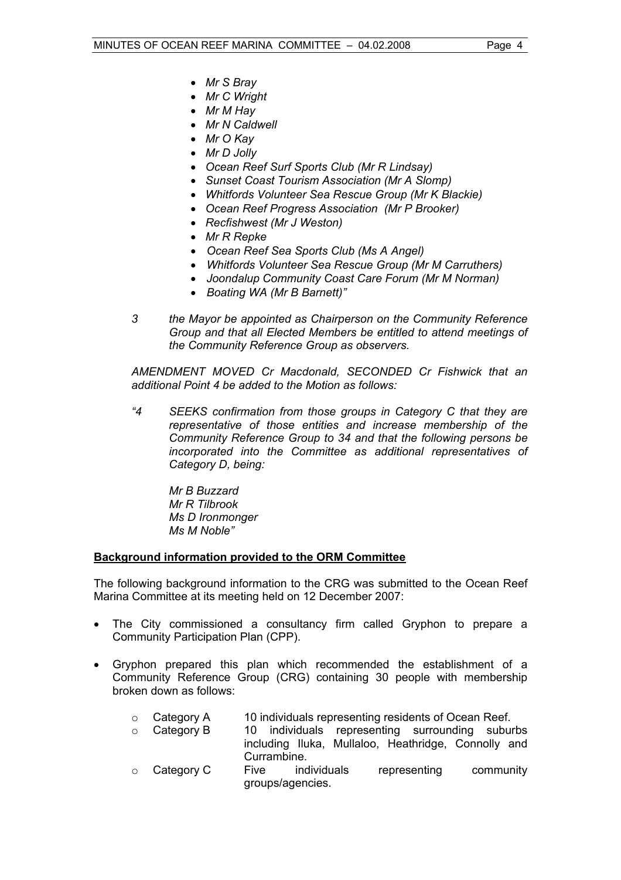- *Mr S Bray*
- *Mr C Wright*
- *Mr M Hay*
- *Mr N Caldwell*
- *Mr O Kay*
- *Mr D Jolly*
- *Ocean Reef Surf Sports Club (Mr R Lindsay)*
- *Sunset Coast Tourism Association (Mr A Slomp)*
- *Whitfords Volunteer Sea Rescue Group (Mr K Blackie)*
- *Ocean Reef Progress Association (Mr P Brooker)*
- *Recfishwest (Mr J Weston)*
- *Mr R Repke*
- *Ocean Reef Sea Sports Club (Ms A Angel)*
- *Whitfords Volunteer Sea Rescue Group (Mr M Carruthers)*
- *Joondalup Community Coast Care Forum (Mr M Norman)*
- *Boating WA (Mr B Barnett)"*

*3 the Mayor be appointed as Chairperson on the Community Reference Group and that all Elected Members be entitled to attend meetings of the Community Reference Group as observers.*

*AMENDMENT MOVED Cr Macdonald, SECONDED Cr Fishwick that an additional Point 4 be added to the Motion as follows:*

*"4 SEEKS confirmation from those groups in Category C that they are representative of those entities and increase membership of the Community Reference Group to 34 and that the following persons be incorporated into the Committee as additional representatives of Category D, being:*

*Mr B Buzzard*
*Mr R Tilbrook*
*Ms D Ironmonger*
*Ms M Noble"*

**Background information provided to the ORM Committee**

The following background information to the CRG was submitted to the Ocean Reef Marina Committee at its meeting held on 12 December 2007:

- The City commissioned a consultancy firm called Gryphon to prepare a Community Participation Plan (CPP).
- Gryphon prepared this plan which recommended the establishment of a Community Reference Group (CRG) containing 30 people with membership broken down as follows:
  - Category A — 10 individuals representing residents of Ocean Reef.
  - Category B — 10 individuals representing surrounding suburbs including Iluka, Mullaloo, Heathridge, Connolly and Currambine.
  - Category C — Five individuals representing community groups/agencies.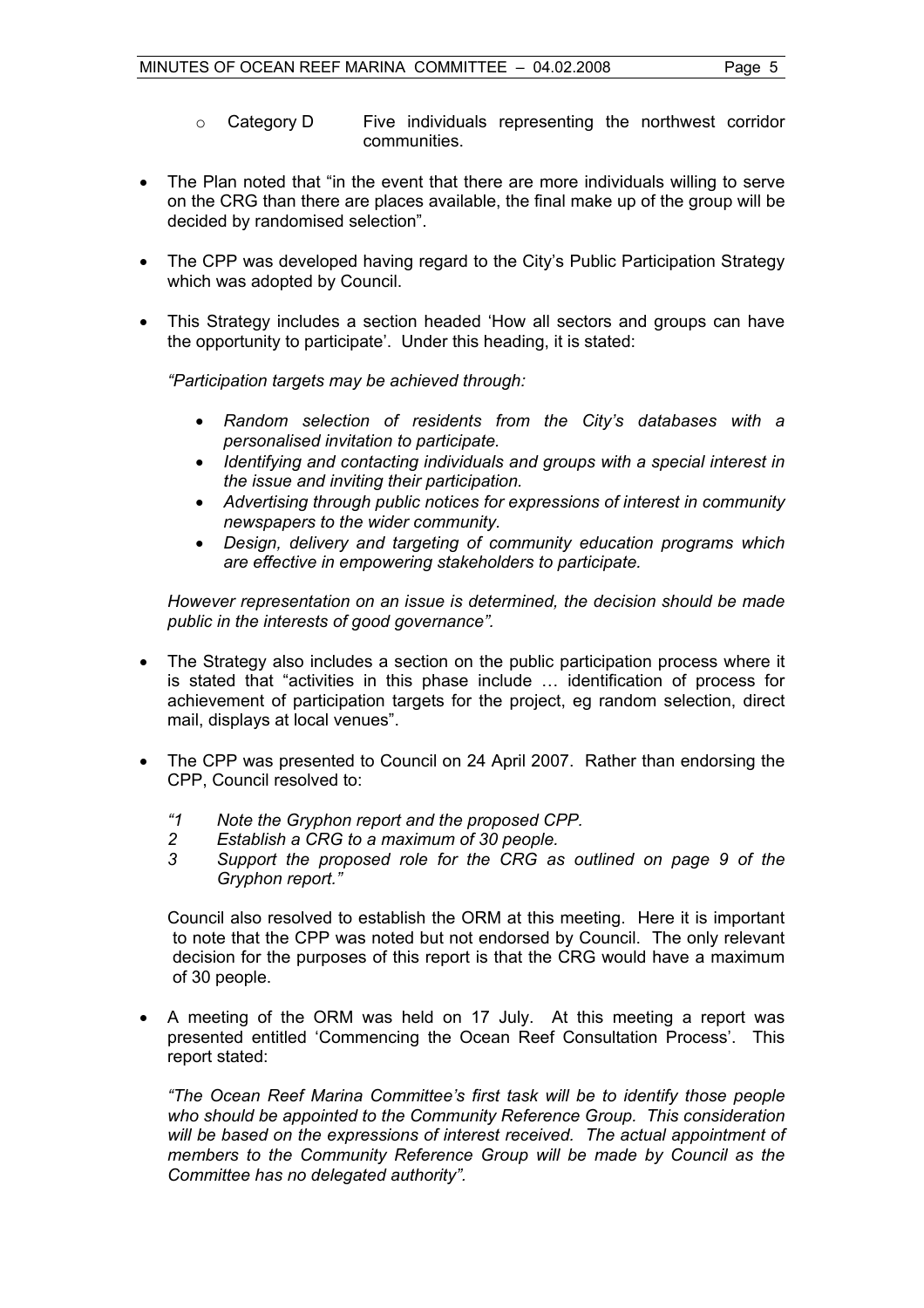- Category D Five individuals representing the northwest corridor communities.

- The Plan noted that "in the event that there are more individuals willing to serve on the CRG than there are places available, the final make up of the group will be decided by randomised selection".

- The CPP was developed having regard to the City's Public Participation Strategy which was adopted by Council.

- This Strategy includes a section headed 'How all sectors and groups can have the opportunity to participate'. Under this heading, it is stated:

  *"Participation targets may be achieved through:*

  - *Random selection of residents from the City's databases with a personalised invitation to participate.*
  - *Identifying and contacting individuals and groups with a special interest in the issue and inviting their participation.*
  - *Advertising through public notices for expressions of interest in community newspapers to the wider community.*
  - *Design, delivery and targeting of community education programs which are effective in empowering stakeholders to participate.*

  *However representation on an issue is determined, the decision should be made public in the interests of good governance".*

- The Strategy also includes a section on the public participation process where it is stated that "activities in this phase include … identification of process for achievement of participation targets for the project, eg random selection, direct mail, displays at local venues".

- The CPP was presented to Council on 24 April 2007. Rather than endorsing the CPP, Council resolved to:

  *"1 Note the Gryphon report and the proposed CPP.*
  *2 Establish a CRG to a maximum of 30 people.*
  *3 Support the proposed role for the CRG as outlined on page 9 of the Gryphon report."*

  Council also resolved to establish the ORM at this meeting. Here it is important to note that the CPP was noted but not endorsed by Council. The only relevant decision for the purposes of this report is that the CRG would have a maximum of 30 people.

- A meeting of the ORM was held on 17 July. At this meeting a report was presented entitled 'Commencing the Ocean Reef Consultation Process'. This report stated:

  *"The Ocean Reef Marina Committee's first task will be to identify those people who should be appointed to the Community Reference Group. This consideration will be based on the expressions of interest received. The actual appointment of members to the Community Reference Group will be made by Council as the Committee has no delegated authority".*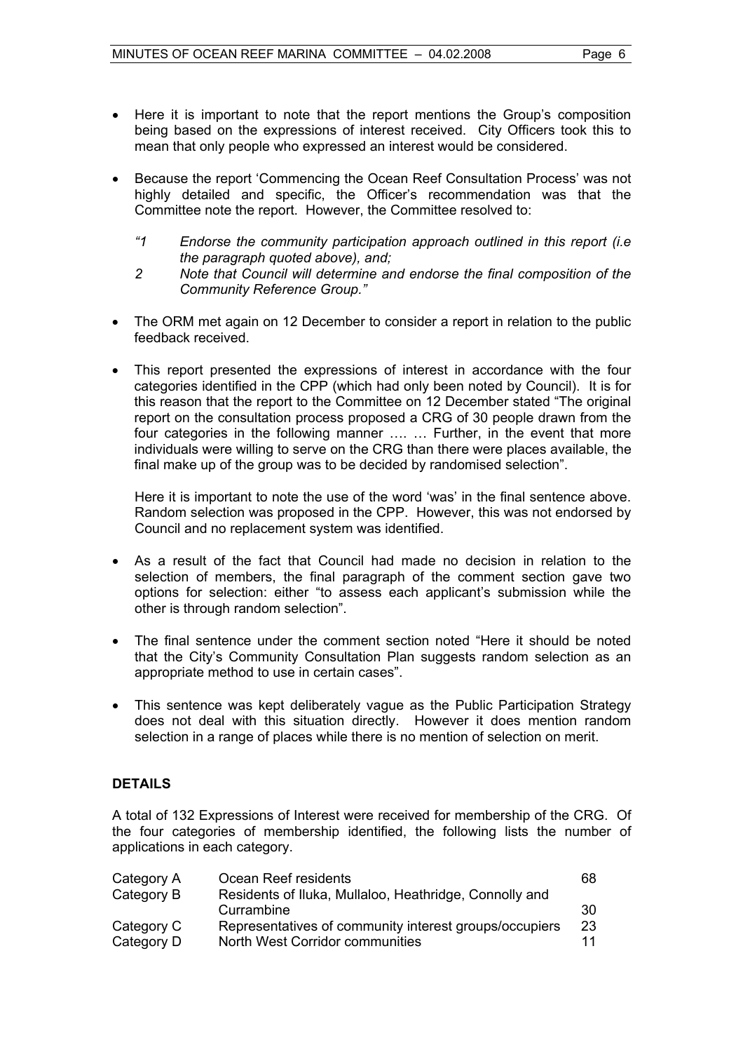- Here it is important to note that the report mentions the Group's composition being based on the expressions of interest received. City Officers took this to mean that only people who expressed an interest would be considered.

- Because the report 'Commencing the Ocean Reef Consultation Process' was not highly detailed and specific, the Officer's recommendation was that the Committee note the report. However, the Committee resolved to:

  *"1 Endorse the community participation approach outlined in this report (i.e the paragraph quoted above), and;*
  *2 Note that Council will determine and endorse the final composition of the Community Reference Group."*

- The ORM met again on 12 December to consider a report in relation to the public feedback received.

- This report presented the expressions of interest in accordance with the four categories identified in the CPP (which had only been noted by Council). It is for this reason that the report to the Committee on 12 December stated "The original report on the consultation process proposed a CRG of 30 people drawn from the four categories in the following manner …. … Further, in the event that more individuals were willing to serve on the CRG than there were places available, the final make up of the group was to be decided by randomised selection".

  Here it is important to note the use of the word 'was' in the final sentence above. Random selection was proposed in the CPP. However, this was not endorsed by Council and no replacement system was identified.

- As a result of the fact that Council had made no decision in relation to the selection of members, the final paragraph of the comment section gave two options for selection: either "to assess each applicant's submission while the other is through random selection".

- The final sentence under the comment section noted "Here it should be noted that the City's Community Consultation Plan suggests random selection as an appropriate method to use in certain cases".

- This sentence was kept deliberately vague as the Public Participation Strategy does not deal with this situation directly. However it does mention random selection in a range of places while there is no mention of selection on merit.

## DETAILS

A total of 132 Expressions of Interest were received for membership of the CRG. Of the four categories of membership identified, the following lists the number of applications in each category.

| | | |
|---|---|---|
| Category A | Ocean Reef residents | 68 |
| Category B | Residents of Iluka, Mullaloo, Heathridge, Connolly and Currambine | 30 |
| Category C | Representatives of community interest groups/occupiers | 23 |
| Category D | North West Corridor communities | 11 |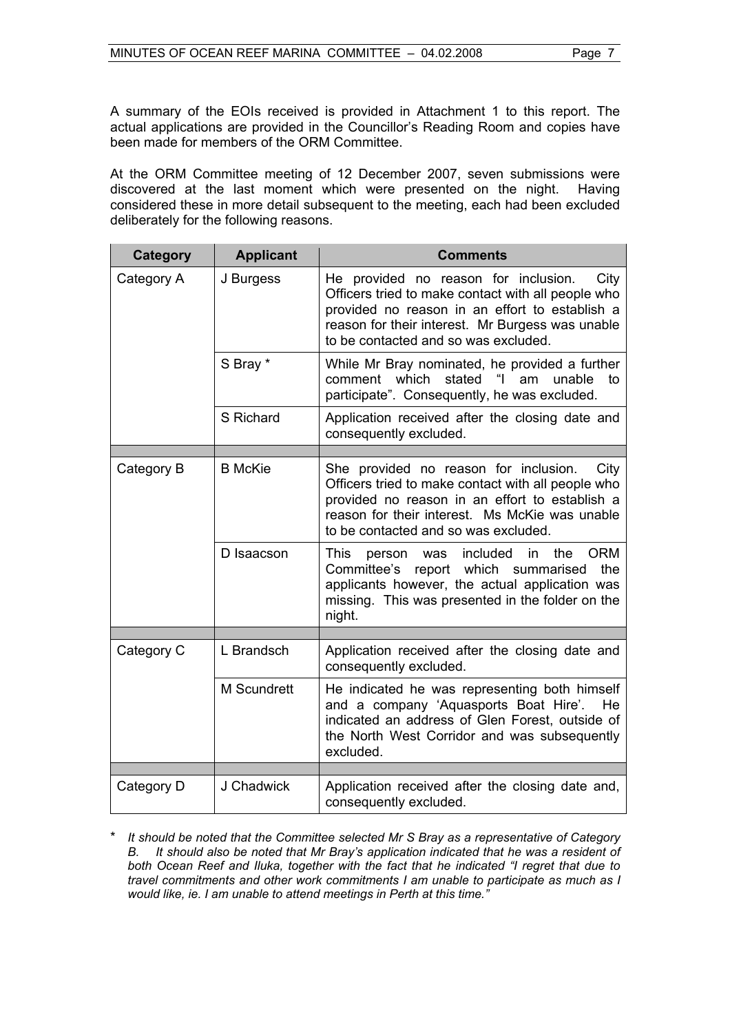A summary of the EOIs received is provided in Attachment 1 to this report. The actual applications are provided in the Councillor's Reading Room and copies have been made for members of the ORM Committee.

At the ORM Committee meeting of 12 December 2007, seven submissions were discovered at the last moment which were presented on the night. Having considered these in more detail subsequent to the meeting, each had been excluded deliberately for the following reasons.

| Category | Applicant | Comments |
|---|---|---|
| Category A | J Burgess | He provided no reason for inclusion. City Officers tried to make contact with all people who provided no reason in an effort to establish a reason for their interest. Mr Burgess was unable to be contacted and so was excluded. |
| | S Bray * | While Mr Bray nominated, he provided a further comment which stated "I am unable to participate". Consequently, he was excluded. |
| | S Richard | Application received after the closing date and consequently excluded. |
| | | |
| Category B | B McKie | She provided no reason for inclusion. City Officers tried to make contact with all people who provided no reason in an effort to establish a reason for their interest. Ms McKie was unable to be contacted and so was excluded. |
| | D Isaacson | This person was included in the ORM Committee's report which summarised the applicants however, the actual application was missing. This was presented in the folder on the night. |
| | | |
| Category C | L Brandsch | Application received after the closing date and consequently excluded. |
| | M Scundrett | He indicated he was representing both himself and a company 'Aquasports Boat Hire'. He indicated an address of Glen Forest, outside of the North West Corridor and was subsequently excluded. |
| | | |
| Category D | J Chadwick | Application received after the closing date and, consequently excluded. |

\* *It should be noted that the Committee selected Mr S Bray as a representative of Category B. It should also be noted that Mr Bray's application indicated that he was a resident of both Ocean Reef and Iluka, together with the fact that he indicated "I regret that due to travel commitments and other work commitments I am unable to participate as much as I would like, ie. I am unable to attend meetings in Perth at this time."*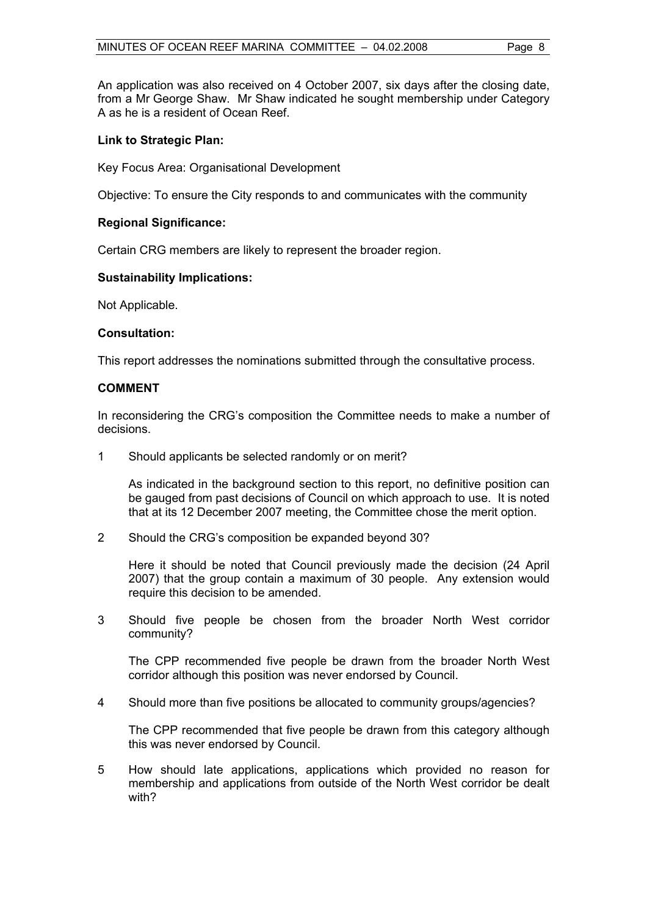An application was also received on 4 October 2007, six days after the closing date, from a Mr George Shaw. Mr Shaw indicated he sought membership under Category A as he is a resident of Ocean Reef.

**Link to Strategic Plan:**

Key Focus Area: Organisational Development

Objective: To ensure the City responds to and communicates with the community

**Regional Significance:**

Certain CRG members are likely to represent the broader region.

**Sustainability Implications:**

Not Applicable.

**Consultation:**

This report addresses the nominations submitted through the consultative process.

**COMMENT**

In reconsidering the CRG's composition the Committee needs to make a number of decisions.

1 Should applicants be selected randomly or on merit?

   As indicated in the background section to this report, no definitive position can be gauged from past decisions of Council on which approach to use. It is noted that at its 12 December 2007 meeting, the Committee chose the merit option.

2 Should the CRG's composition be expanded beyond 30?

   Here it should be noted that Council previously made the decision (24 April 2007) that the group contain a maximum of 30 people. Any extension would require this decision to be amended.

3 Should five people be chosen from the broader North West corridor community?

   The CPP recommended five people be drawn from the broader North West corridor although this position was never endorsed by Council.

4 Should more than five positions be allocated to community groups/agencies?

   The CPP recommended that five people be drawn from this category although this was never endorsed by Council.

5 How should late applications, applications which provided no reason for membership and applications from outside of the North West corridor be dealt with?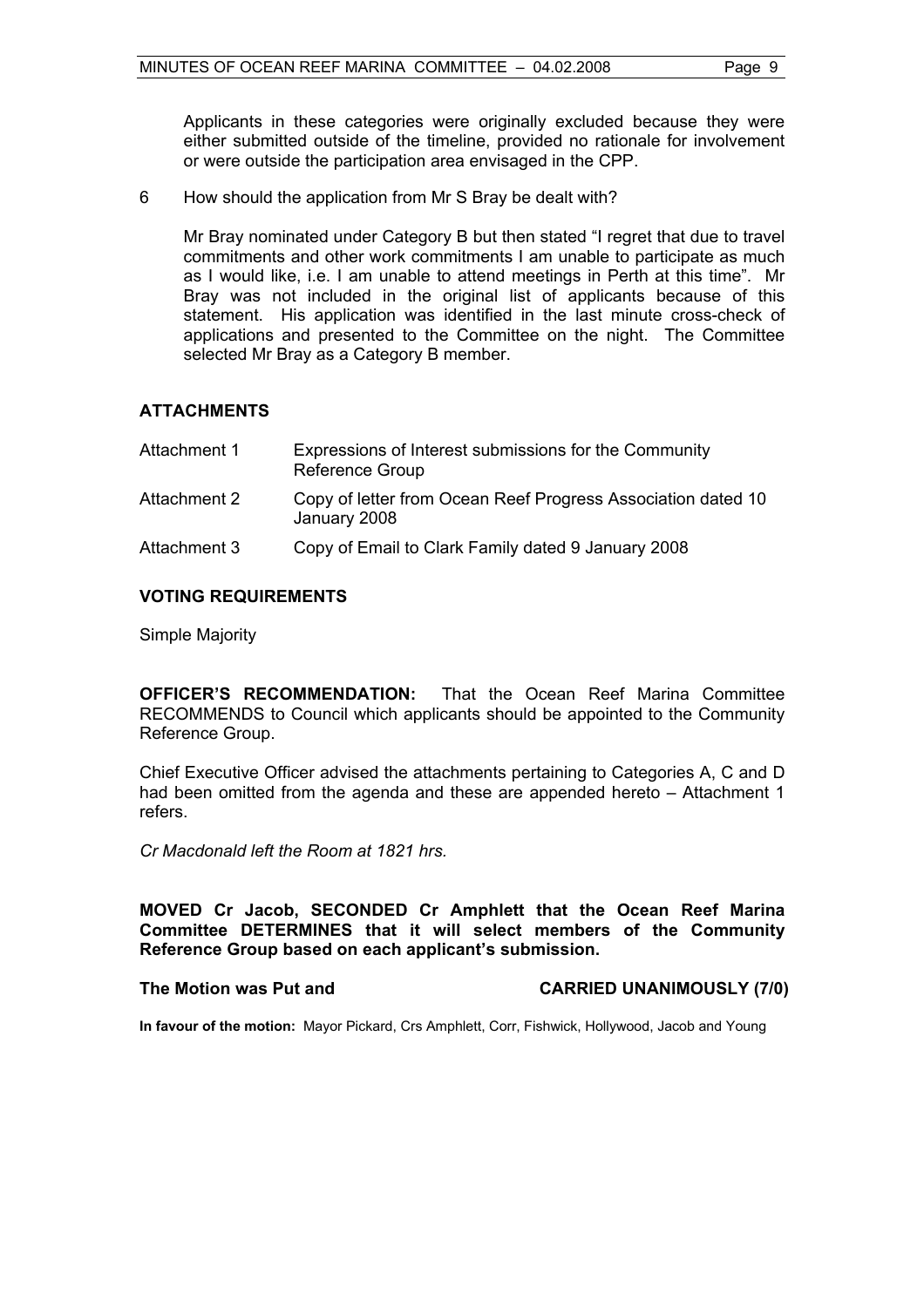Applicants in these categories were originally excluded because they were either submitted outside of the timeline, provided no rationale for involvement or were outside the participation area envisaged in the CPP.

6 How should the application from Mr S Bray be dealt with?

Mr Bray nominated under Category B but then stated "I regret that due to travel commitments and other work commitments I am unable to participate as much as I would like, i.e. I am unable to attend meetings in Perth at this time". Mr Bray was not included in the original list of applicants because of this statement. His application was identified in the last minute cross-check of applications and presented to the Committee on the night. The Committee selected Mr Bray as a Category B member.

## ATTACHMENTS

| | |
|---|---|
| Attachment 1 | Expressions of Interest submissions for the Community Reference Group |
| Attachment 2 | Copy of letter from Ocean Reef Progress Association dated 10 January 2008 |
| Attachment 3 | Copy of Email to Clark Family dated 9 January 2008 |

## VOTING REQUIREMENTS

Simple Majority

**OFFICER'S RECOMMENDATION:** That the Ocean Reef Marina Committee RECOMMENDS to Council which applicants should be appointed to the Community Reference Group.

Chief Executive Officer advised the attachments pertaining to Categories A, C and D had been omitted from the agenda and these are appended hereto – Attachment 1 refers.

*Cr Macdonald left the Room at 1821 hrs.*

**MOVED Cr Jacob, SECONDED Cr Amphlett that the Ocean Reef Marina Committee DETERMINES that it will select members of the Community Reference Group based on each applicant's submission.**

**The Motion was Put and CARRIED UNANIMOUSLY (7/0)**

**In favour of the motion:** Mayor Pickard, Crs Amphlett, Corr, Fishwick, Hollywood, Jacob and Young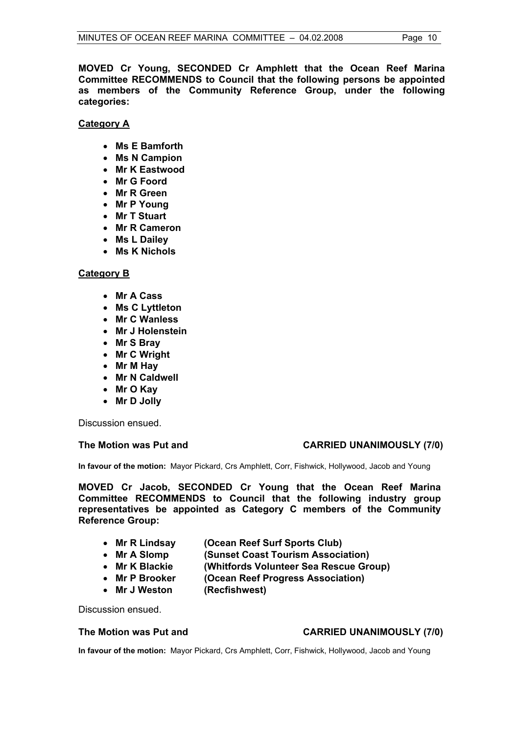**MOVED Cr Young, SECONDED Cr Amphlett that the Ocean Reef Marina Committee RECOMMENDS to Council that the following persons be appointed as members of the Community Reference Group, under the following categories:**

**Category A**

- **Ms E Bamforth**
- **Ms N Campion**
- **Mr K Eastwood**
- **Mr G Foord**
- **Mr R Green**
- **Mr P Young**
- **Mr T Stuart**
- **Mr R Cameron**
- **Ms L Dailey**
- **Ms K Nichols**

**Category B**

- **Mr A Cass**
- **Ms C Lyttleton**
- **Mr C Wanless**
- **Mr J Holenstein**
- **Mr S Bray**
- **Mr C Wright**
- **Mr M Hay**
- **Mr N Caldwell**
- **Mr O Kay**
- **Mr D Jolly**

Discussion ensued.

**The Motion was Put and CARRIED UNANIMOUSLY (7/0)**

**In favour of the motion:** Mayor Pickard, Crs Amphlett, Corr, Fishwick, Hollywood, Jacob and Young

**MOVED Cr Jacob, SECONDED Cr Young that the Ocean Reef Marina Committee RECOMMENDS to Council that the following industry group representatives be appointed as Category C members of the Community Reference Group:**

- **Mr R Lindsay (Ocean Reef Surf Sports Club)**
- **Mr A Slomp (Sunset Coast Tourism Association)**
- **Mr K Blackie (Whitfords Volunteer Sea Rescue Group)**
- **Mr P Brooker (Ocean Reef Progress Association)**
- **Mr J Weston (Recfishwest)**

Discussion ensued.

**The Motion was Put and CARRIED UNANIMOUSLY (7/0)**

**In favour of the motion:** Mayor Pickard, Crs Amphlett, Corr, Fishwick, Hollywood, Jacob and Young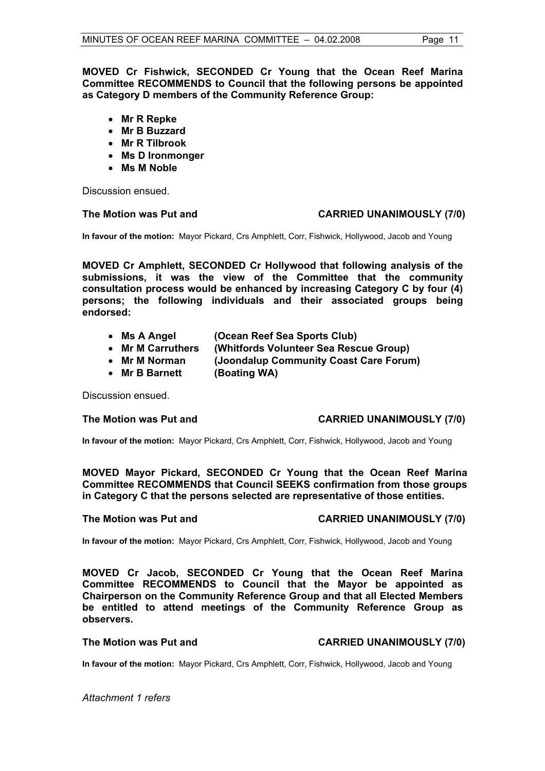**MOVED Cr Fishwick, SECONDED Cr Young that the Ocean Reef Marina Committee RECOMMENDS to Council that the following persons be appointed as Category D members of the Community Reference Group:**

- **Mr R Repke**
- **Mr B Buzzard**
- **Mr R Tilbrook**
- **Ms D Ironmonger**
- **Ms M Noble**

Discussion ensued.

**The Motion was Put and CARRIED UNANIMOUSLY (7/0)**

**In favour of the motion:** Mayor Pickard, Crs Amphlett, Corr, Fishwick, Hollywood, Jacob and Young

**MOVED Cr Amphlett, SECONDED Cr Hollywood that following analysis of the submissions, it was the view of the Committee that the community consultation process would be enhanced by increasing Category C by four (4) persons; the following individuals and their associated groups being endorsed:**

- **Ms A Angel (Ocean Reef Sea Sports Club)**
- **Mr M Carruthers (Whitfords Volunteer Sea Rescue Group)**
- **Mr M Norman (Joondalup Community Coast Care Forum)**
- **Mr B Barnett (Boating WA)**

Discussion ensued.

**The Motion was Put and CARRIED UNANIMOUSLY (7/0)**

**In favour of the motion:** Mayor Pickard, Crs Amphlett, Corr, Fishwick, Hollywood, Jacob and Young

**MOVED Mayor Pickard, SECONDED Cr Young that the Ocean Reef Marina Committee RECOMMENDS that Council SEEKS confirmation from those groups in Category C that the persons selected are representative of those entities.**

**The Motion was Put and CARRIED UNANIMOUSLY (7/0)**

**In favour of the motion:** Mayor Pickard, Crs Amphlett, Corr, Fishwick, Hollywood, Jacob and Young

**MOVED Cr Jacob, SECONDED Cr Young that the Ocean Reef Marina Committee RECOMMENDS to Council that the Mayor be appointed as Chairperson on the Community Reference Group and that all Elected Members be entitled to attend meetings of the Community Reference Group as observers.**

**The Motion was Put and CARRIED UNANIMOUSLY (7/0)**

**In favour of the motion:** Mayor Pickard, Crs Amphlett, Corr, Fishwick, Hollywood, Jacob and Young

*Attachment 1 refers*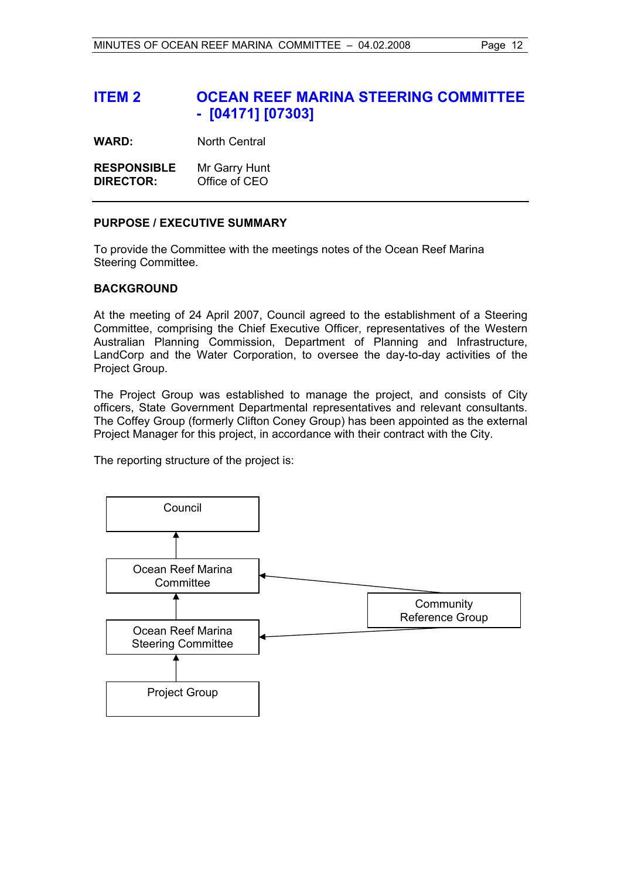## ITEM 2 OCEAN REEF MARINA STEERING COMMITTEE - [04171] [07303]

**WARD:** North Central

**RESPONSIBLE DIRECTOR:** Mr Garry Hunt
Office of CEO

---

**PURPOSE / EXECUTIVE SUMMARY**

To provide the Committee with the meetings notes of the Ocean Reef Marina Steering Committee.

**BACKGROUND**

At the meeting of 24 April 2007, Council agreed to the establishment of a Steering Committee, comprising the Chief Executive Officer, representatives of the Western Australian Planning Commission, Department of Planning and Infrastructure, LandCorp and the Water Corporation, to oversee the day-to-day activities of the Project Group.

The Project Group was established to manage the project, and consists of City officers, State Government Departmental representatives and relevant consultants. The Coffey Group (formerly Clifton Coney Group) has been appointed as the external Project Manager for this project, in accordance with their contract with the City.

The reporting structure of the project is:

Council
↑
Ocean Reef Marina Committee ← Community Reference Group
↑
Ocean Reef Marina Steering Committee ← Community Reference Group
↑
Project Group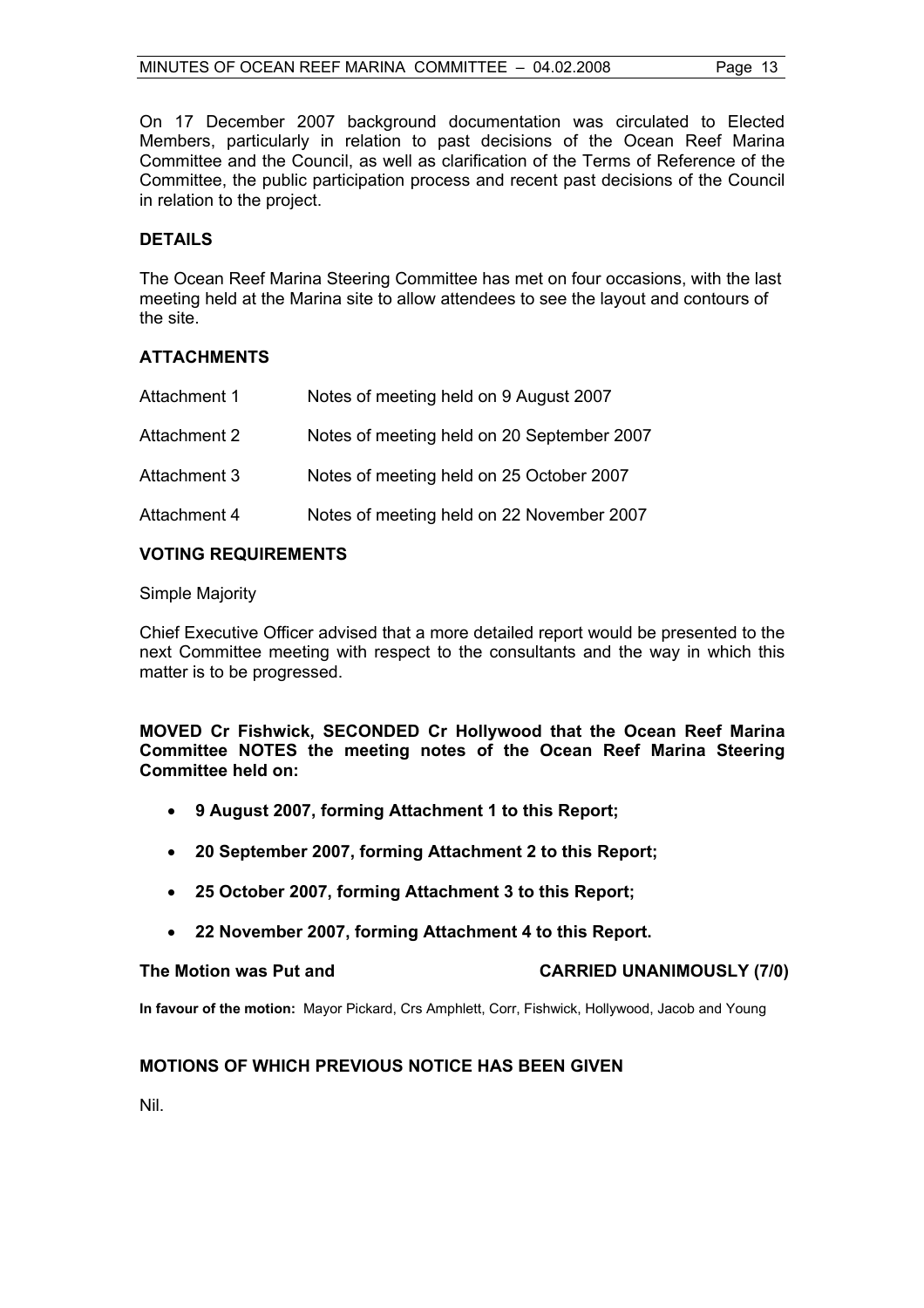On 17 December 2007 background documentation was circulated to Elected Members, particularly in relation to past decisions of the Ocean Reef Marina Committee and the Council, as well as clarification of the Terms of Reference of the Committee, the public participation process and recent past decisions of the Council in relation to the project.

## DETAILS

The Ocean Reef Marina Steering Committee has met on four occasions, with the last meeting held at the Marina site to allow attendees to see the layout and contours of the site.

## ATTACHMENTS

| | |
|---|---|
| Attachment 1 | Notes of meeting held on 9 August 2007 |
| Attachment 2 | Notes of meeting held on 20 September 2007 |
| Attachment 3 | Notes of meeting held on 25 October 2007 |
| Attachment 4 | Notes of meeting held on 22 November 2007 |

## VOTING REQUIREMENTS

Simple Majority

Chief Executive Officer advised that a more detailed report would be presented to the next Committee meeting with respect to the consultants and the way in which this matter is to be progressed.

**MOVED Cr Fishwick, SECONDED Cr Hollywood that the Ocean Reef Marina Committee NOTES the meeting notes of the Ocean Reef Marina Steering Committee held on:**

- **9 August 2007, forming Attachment 1 to this Report;**
- **20 September 2007, forming Attachment 2 to this Report;**
- **25 October 2007, forming Attachment 3 to this Report;**
- **22 November 2007, forming Attachment 4 to this Report.**

**The Motion was Put and CARRIED UNANIMOUSLY (7/0)**

**In favour of the motion:** Mayor Pickard, Crs Amphlett, Corr, Fishwick, Hollywood, Jacob and Young

## MOTIONS OF WHICH PREVIOUS NOTICE HAS BEEN GIVEN

Nil.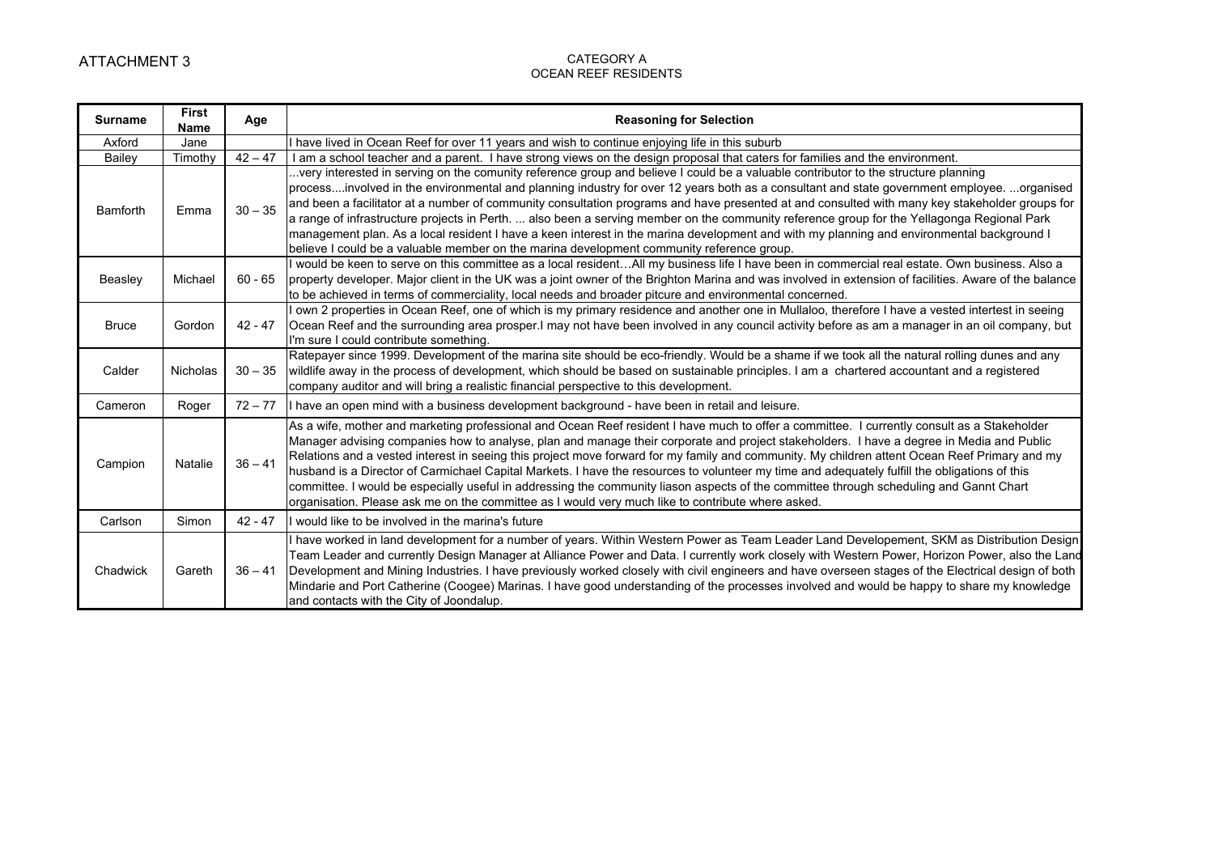ATTACHMENT 3

CATEGORY A
OCEAN REEF RESIDENTS

| Surname | First Name | Age | Reasoning for Selection |
|---|---|---|---|
| Axford | Jane | | I have lived in Ocean Reef for over 11 years and wish to continue enjoying life in this suburb |
| Bailey | Timothy | 42 – 47 | I am a school teacher and a parent. I have strong views on the design proposal that caters for families and the environment. |
| Bamforth | Emma | 30 – 35 | ...very interested in serving on the comunity reference group and believe I could be a valuable contributor to the structure planning process....involved in the environmental and planning industry for over 12 years both as a consultant and state government employee. ...organised and been a facilitator at a number of community consultation programs and have presented at and consulted with many key stakeholder groups for a range of infrastructure projects in Perth. ... also been a serving member on the community reference group for the Yellagonga Regional Park management plan. As a local resident I have a keen interest in the marina development and with my planning and environmental background I believe I could be a valuable member on the marina development community reference group. |
| Beasley | Michael | 60 - 65 | I would be keen to serve on this committee as a local resident…All my business life I have been in commercial real estate. Own business. Also a property developer. Major client in the UK was a joint owner of the Brighton Marina and was involved in extension of facilities. Aware of the balance to be achieved in terms of commerciality, local needs and broader pitcure and environmental concerned. |
| Bruce | Gordon | 42 - 47 | I own 2 properties in Ocean Reef, one of which is my primary residence and another one in Mullaloo, therefore I have a vested intertest in seeing Ocean Reef and the surrounding area prosper.I may not have been involved in any council activity before as am a manager in an oil company, but I'm sure I could contribute something. |
| Calder | Nicholas | 30 – 35 | Ratepayer since 1999. Development of the marina site should be eco-friendly. Would be a shame if we took all the natural rolling dunes and any wildlife away in the process of development, which should be based on sustainable principles. I am a chartered accountant and a registered company auditor and will bring a realistic financial perspective to this development. |
| Cameron | Roger | 72 – 77 | I have an open mind with a business development background - have been in retail and leisure. |
| Campion | Natalie | 36 – 41 | As a wife, mother and marketing professional and Ocean Reef resident I have much to offer a committee. I currently consult as a Stakeholder Manager advising companies how to analyse, plan and manage their corporate and project stakeholders. I have a degree in Media and Public Relations and a vested interest in seeing this project move forward for my family and community. My children attent Ocean Reef Primary and my husband is a Director of Carmichael Capital Markets. I have the resources to volunteer my time and adequately fulfill the obligations of this committee. I would be especially useful in addressing the community liason aspects of the committee through scheduling and Gannt Chart organisation. Please ask me on the committee as I would very much like to contribute where asked. |
| Carlson | Simon | 42 - 47 | I would like to be involved in the marina's future |
| Chadwick | Gareth | 36 – 41 | I have worked in land development for a number of years. Within Western Power as Team Leader Land Developement, SKM as Distribution Design Team Leader and currently Design Manager at Alliance Power and Data. I currently work closely with Western Power, Horizon Power, also the Land Development and Mining Industries. I have previously worked closely with civil engineers and have overseen stages of the Electrical design of both Mindarie and Port Catherine (Coogee) Marinas. I have good understanding of the processes involved and would be happy to share my knowledge and contacts with the City of Joondalup. |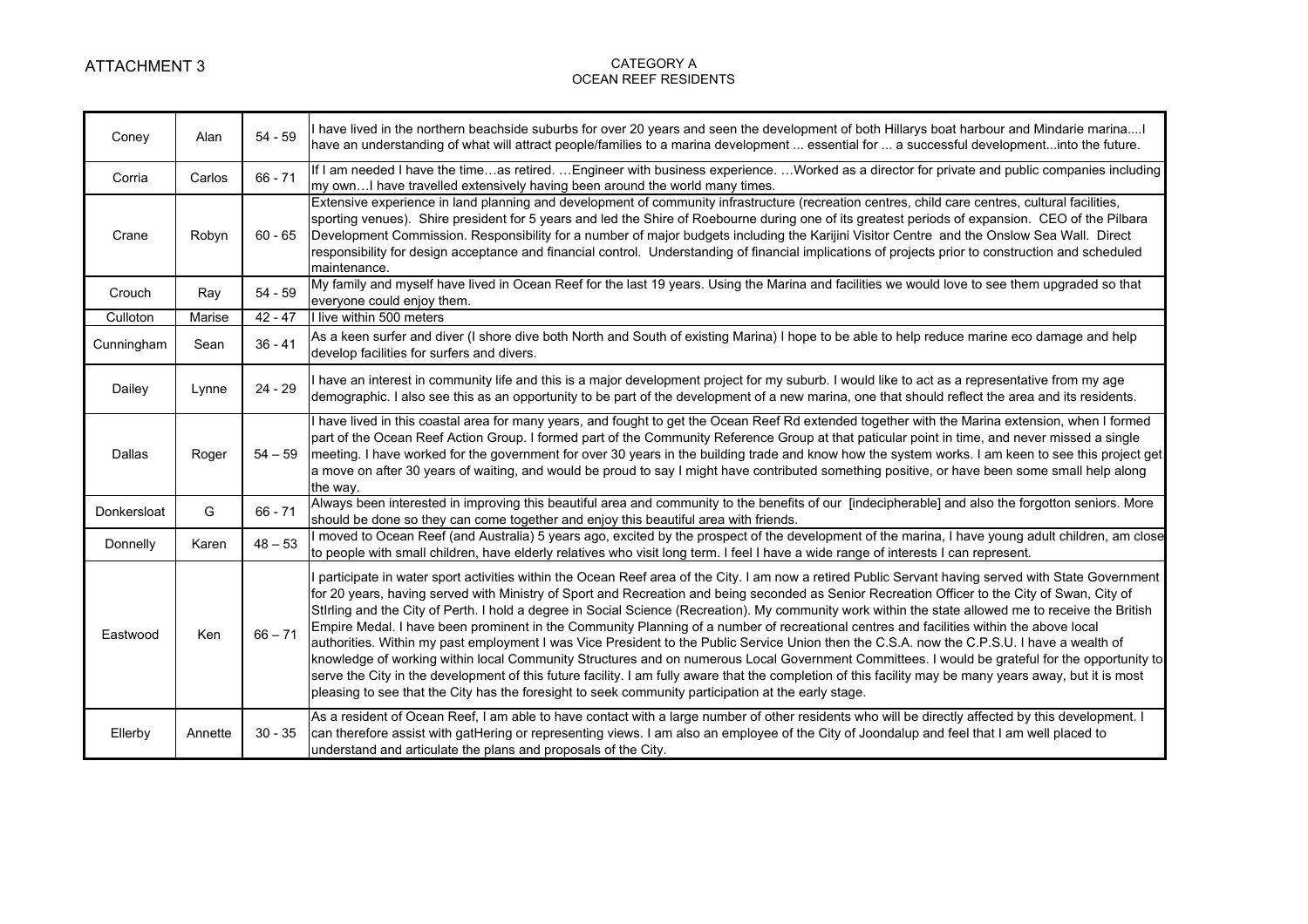ATTACHMENT 3

CATEGORY A
OCEAN REEF RESIDENTS

| | | | |
|---|---|---|---|
| Coney | Alan | 54 - 59 | I have lived in the northern beachside suburbs for over 20 years and seen the development of both Hillarys boat harbour and Mindarie marina....I have an understanding of what will attract people/families to a marina development ... essential for ... a successful development...into the future. |
| Corria | Carlos | 66 - 71 | If I am needed I have the time…as retired. …Engineer with business experience. …Worked as a director for private and public companies including my own…I have travelled extensively having been around the world many times. |
| Crane | Robyn | 60 - 65 | Extensive experience in land planning and development of community infrastructure (recreation centres, child care centres, cultural facilities, sporting venues). Shire president for 5 years and led the Shire of Roebourne during one of its greatest periods of expansion. CEO of the Pilbara Development Commission. Responsibility for a number of major budgets including the Karijini Visitor Centre and the Onslow Sea Wall. Direct responsibility for design acceptance and financial control. Understanding of financial implications of projects prior to construction and scheduled maintenance. |
| Crouch | Ray | 54 - 59 | My family and myself have lived in Ocean Reef for the last 19 years. Using the Marina and facilities we would love to see them upgraded so that everyone could enjoy them. |
| Culloton | Marise | 42 - 47 | I live within 500 meters |
| Cunningham | Sean | 36 - 41 | As a keen surfer and diver (I shore dive both North and South of existing Marina) I hope to be able to help reduce marine eco damage and help develop facilities for surfers and divers. |
| Dailey | Lynne | 24 - 29 | I have an interest in community life and this is a major development project for my suburb. I would like to act as a representative from my age demographic. I also see this as an opportunity to be part of the development of a new marina, one that should reflect the area and its residents. |
| Dallas | Roger | 54 – 59 | I have lived in this coastal area for many years, and fought to get the Ocean Reef Rd extended together with the Marina extension, when I formed part of the Ocean Reef Action Group. I formed part of the Community Reference Group at that paticular point in time, and never missed a single meeting. I have worked for the government for over 30 years in the building trade and know how the system works. I am keen to see this project get a move on after 30 years of waiting, and would be proud to say I might have contributed something positive, or have been some small help along the way. |
| Donkersloat | G | 66 - 71 | Always been interested in improving this beautiful area and community to the benefits of our [indecipherable] and also the forgotton seniors. More should be done so they can come together and enjoy this beautiful area with friends. |
| Donnelly | Karen | 48 – 53 | I moved to Ocean Reef (and Australia) 5 years ago, excited by the prospect of the development of the marina, I have young adult children, am close to people with small children, have elderly relatives who visit long term. I feel I have a wide range of interests I can represent. |
| Eastwood | Ken | 66 – 71 | I participate in water sport activities within the Ocean Reef area of the City. I am now a retired Public Servant having served with State Government for 20 years, having served with Ministry of Sport and Recreation and being seconded as Senior Recreation Officer to the City of Swan, City of StIrling and the City of Perth. I hold a degree in Social Science (Recreation). My community work within the state allowed me to receive the British Empire Medal. I have been prominent in the Community Planning of a number of recreational centres and facilities within the above local authorities. Within my past employment I was Vice President to the Public Service Union then the C.S.A. now the C.P.S.U. I have a wealth of knowledge of working within local Community Structures and on numerous Local Government Committees. I would be grateful for the opportunity to serve the City in the development of this future facility. I am fully aware that the completion of this facility may be many years away, but it is most pleasing to see that the City has the foresight to seek community participation at the early stage. |
| Ellerby | Annette | 30 - 35 | As a resident of Ocean Reef, I am able to have contact with a large number of other residents who will be directly affected by this development. I can therefore assist with gatHering or representing views. I am also an employee of the City of Joondalup and feel that I am well placed to understand and articulate the plans and proposals of the City. |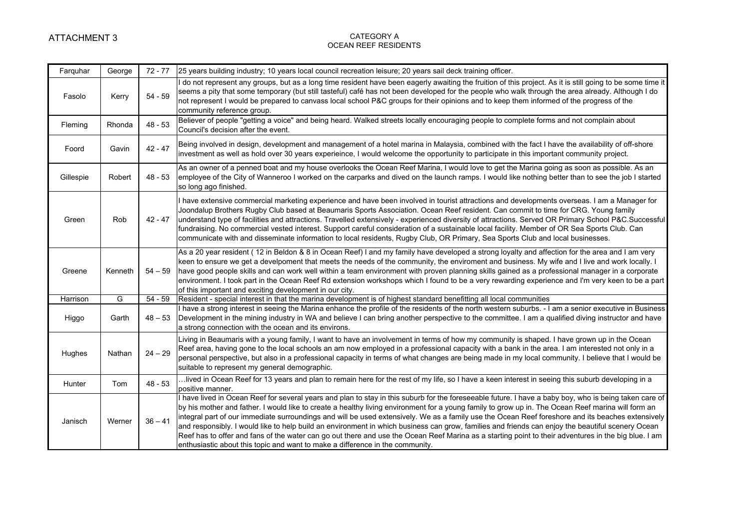ATTACHMENT 3

CATEGORY A
OCEAN REEF RESIDENTS

| | | | |
|---|---|---|---|
| Farquhar | George | 72 - 77 | 25 years building industry; 10 years local council recreation leisure; 20 years sail deck training officer. |
| Fasolo | Kerry | 54 - 59 | I do not represent any groups, but as a long time resident have been eagerly awaiting the fruition of this project. As it is still going to be some time it seems a pity that some temporary (but still tasteful) café has not been developed for the people who walk through the area already. Although I do not represent I would be prepared to canvass local school P&C groups for their opinions and to keep them informed of the progress of the community reference group. |
| Fleming | Rhonda | 48 - 53 | Believer of people "getting a voice" and being heard. Walked streets locally encouraging people to complete forms and not complain about Council's decision after the event. |
| Foord | Gavin | 42 - 47 | Being involved in design, development and management of a hotel marina in Malaysia, combined with the fact I have the availability of off-shore investment as well as hold over 30 years experieince, I would welcome the opportunity to participate in this important community project. |
| Gillespie | Robert | 48 - 53 | As an owner of a penned boat and my house overlooks the Ocean Reef Marina, I would love to get the Marina going as soon as possible. As an employee of the City of Wanneroo I worked on the carparks and dived on the launch ramps. I would like nothing better than to see the job I started so long ago finished. |
| Green | Rob | 42 - 47 | I have extensive commercial marketing experience and have been involved in tourist attractions and developments overseas. I am a Manager for Joondalup Brothers Rugby Club based at Beaumaris Sports Association. Ocean Reef resident. Can commit to time for CRG. Young family understand type of facilities and attractions. Travelled extensively - experienced diversity of attractions. Served OR Primary School P&C.Successful fundraising. No commercial vested interest. Support careful consideration of a sustainable local facility. Member of OR Sea Sports Club. Can communicate with and disseminate information to local residents, Rugby Club, OR Primary, Sea Sports Club and local businesses. |
| Greene | Kenneth | 54 – 59 | As a 20 year resident ( 12 in Beldon & 8 in Ocean Reef) I and my family have developed a strong loyalty and affection for the area and I am very keen to ensure we get a develpoment that meets the needs of the community, the enviroment and business. My wife and I live and work locally. I have good people skills and can work well within a team environment with proven planning skills gained as a professional manager in a corporate environment. I took part in the Ocean Reef Rd extension workshops which I found to be a very rewarding experience and I'm very keen to be a part of this important and exciting development in our city. |
| Harrison | G | 54 - 59 | Resident - special interest in that the marina development is of highest standard benefitting all local communities |
| Higgo | Garth | 48 – 53 | I have a strong interest in seeing the Marina enhance the profile of the residents of the north western suburbs. - I am a senior executive in Business Development in the mining industry in WA and believe I can bring another perspective to the committee. I am a qualified diving instructor and have a strong connection with the ocean and its environs. |
| Hughes | Nathan | 24 – 29 | Living in Beaumaris with a young family, I want to have an involvement in terms of how my community is shaped. I have grown up in the Ocean Reef area, having gone to the local schools an am now employed in a professional capacity with a bank in the area. I am interested not only in a personal perspective, but also in a professional capacity in terms of what changes are being made in my local community. I believe that I would be suitable to represent my general demographic. |
| Hunter | Tom | 48 - 53 | …lived in Ocean Reef for 13 years and plan to remain here for the rest of my life, so I have a keen interest in seeing this suburb developing in a positive manner. |
| Janisch | Werner | 36 – 41 | I have lived in Ocean Reef for several years and plan to stay in this suburb for the foreseeable future. I have a baby boy, who is being taken care of by his mother and father. I would like to create a healthy living environment for a young family to grow up in. The Ocean Reef marina will form an integral part of our immediate surroundings and will be used extensively. We as a family use the Ocean Reef foreshore and its beaches extensively and responsibly. I would like to help build an environment in which business can grow, families and friends can enjoy the beautiful scenery Ocean Reef has to offer and fans of the water can go out there and use the Ocean Reef Marina as a starting point to their adventures in the big blue. I am enthusiastic about this topic and want to make a difference in the community. |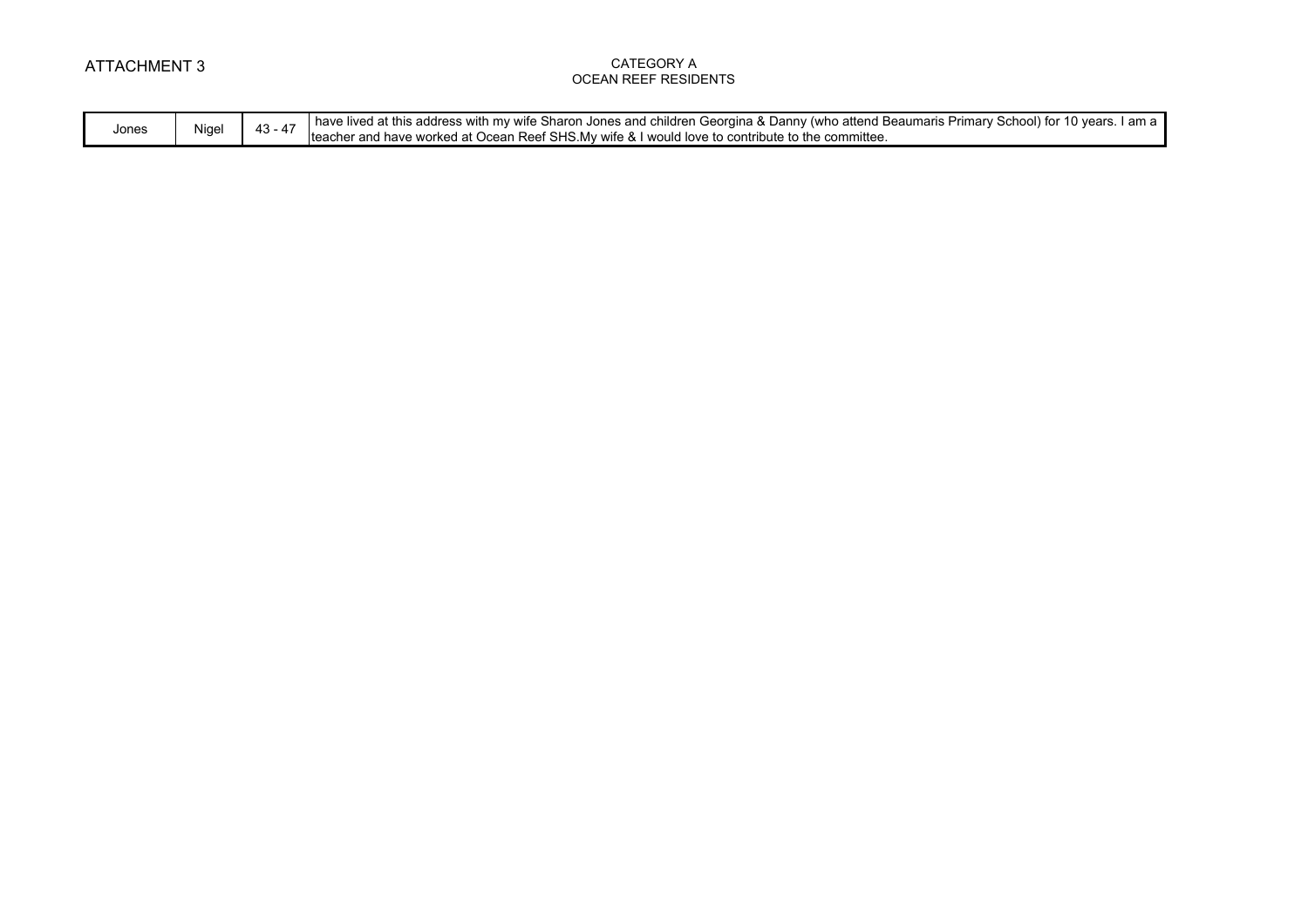ATTACHMENT 3

CATEGORY A
OCEAN REEF RESIDENTS

| | | | |
|---|---|---|---|
| Jones | Nigel | 43 - 47 | have lived at this address with my wife Sharon Jones and children Georgina & Danny (who attend Beaumaris Primary School) for 10 years. I am a teacher and have worked at Ocean Reef SHS.My wife & I would love to contribute to the committee. |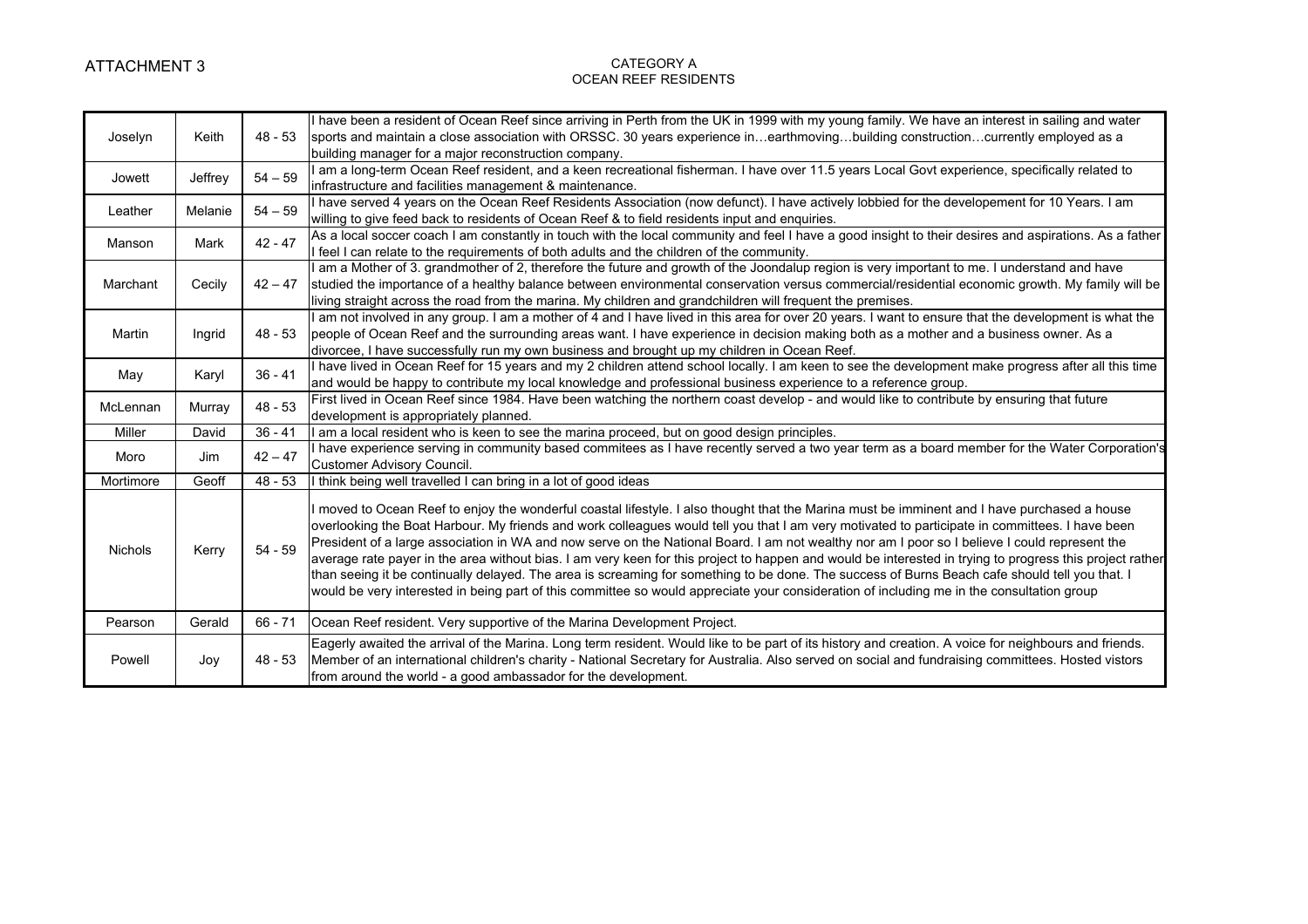ATTACHMENT 3

CATEGORY A
OCEAN REEF RESIDENTS

| | | | |
|---|---|---|---|
| Joselyn | Keith | 48 - 53 | I have been a resident of Ocean Reef since arriving in Perth from the UK in 1999 with my young family. We have an interest in sailing and water sports and maintain a close association with ORSSC. 30 years experience in…earthmoving…building construction…currently employed as a building manager for a major reconstruction company. |
| Jowett | Jeffrey | 54 – 59 | I am a long-term Ocean Reef resident, and a keen recreational fisherman. I have over 11.5 years Local Govt experience, specifically related to infrastructure and facilities management & maintenance. |
| Leather | Melanie | 54 – 59 | I have served 4 years on the Ocean Reef Residents Association (now defunct). I have actively lobbied for the developement for 10 Years. I am willing to give feed back to residents of Ocean Reef & to field residents input and enquiries. |
| Manson | Mark | 42 - 47 | As a local soccer coach I am constantly in touch with the local community and feel I have a good insight to their desires and aspirations. As a father I feel I can relate to the requirements of both adults and the children of the community. |
| Marchant | Cecily | 42 – 47 | I am a Mother of 3. grandmother of 2, therefore the future and growth of the Joondalup region is very important to me. I understand and have studied the importance of a healthy balance between environmental conservation versus commercial/residential economic growth. My family will be living straight across the road from the marina. My children and grandchildren will frequent the premises. |
| Martin | Ingrid | 48 - 53 | I am not involved in any group. I am a mother of 4 and I have lived in this area for over 20 years. I want to ensure that the development is what the people of Ocean Reef and the surrounding areas want. I have experience in decision making both as a mother and a business owner. As a divorcee, I have successfully run my own business and brought up my children in Ocean Reef. |
| May | Karyl | 36 - 41 | I have lived in Ocean Reef for 15 years and my 2 children attend school locally. I am keen to see the development make progress after all this time and would be happy to contribute my local knowledge and professional business experience to a reference group. |
| McLennan | Murray | 48 - 53 | First lived in Ocean Reef since 1984. Have been watching the northern coast develop - and would like to contribute by ensuring that future development is appropriately planned. |
| Miller | David | 36 - 41 | I am a local resident who is keen to see the marina proceed, but on good design principles. |
| Moro | Jim | 42 – 47 | I have experience serving in community based commitees as I have recently served a two year term as a board member for the Water Corporation's Customer Advisory Council. |
| Mortimore | Geoff | 48 - 53 | I think being well travelled I can bring in a lot of good ideas |
| Nichols | Kerry | 54 - 59 | I moved to Ocean Reef to enjoy the wonderful coastal lifestyle. I also thought that the Marina must be imminent and I have purchased a house overlooking the Boat Harbour. My friends and work colleagues would tell you that I am very motivated to participate in committees. I have been President of a large association in WA and now serve on the National Board. I am not wealthy nor am I poor so I believe I could represent the average rate payer in the area without bias. I am very keen for this project to happen and would be interested in trying to progress this project rather than seeing it be continually delayed. The area is screaming for something to be done. The success of Burns Beach cafe should tell you that. I would be very interested in being part of this committee so would appreciate your consideration of including me in the consultation group |
| Pearson | Gerald | 66 - 71 | Ocean Reef resident. Very supportive of the Marina Development Project. |
| Powell | Joy | 48 - 53 | Eagerly awaited the arrival of the Marina. Long term resident. Would like to be part of its history and creation. A voice for neighbours and friends. Member of an international children's charity - National Secretary for Australia. Also served on social and fundraising committees. Hosted vistors from around the world - a good ambassador for the development. |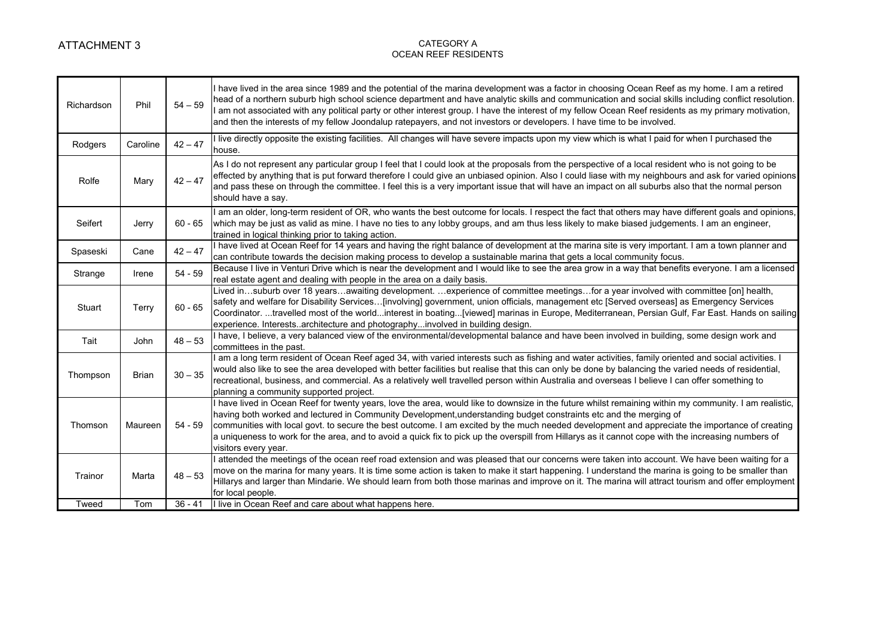ATTACHMENT 3

CATEGORY A
OCEAN REEF RESIDENTS

| | | | |
|---|---|---|---|
| Richardson | Phil | 54 – 59 | I have lived in the area since 1989 and the potential of the marina development was a factor in choosing Ocean Reef as my home. I am a retired head of a northern suburb high school science department and have analytic skills and communication and social skills including conflict resolution. I am not associated with any political party or other interest group. I have the interest of my fellow Ocean Reef residents as my primary motivation, and then the interests of my fellow Joondalup ratepayers, and not investors or developers. I have time to be involved. |
| Rodgers | Caroline | 42 – 47 | I live directly opposite the existing facilities. All changes will have severe impacts upon my view which is what I paid for when I purchased the house. |
| Rolfe | Mary | 42 – 47 | As I do not represent any particular group I feel that I could look at the proposals from the perspective of a local resident who is not going to be effected by anything that is put forward therefore I could give an unbiased opinion. Also I could liase with my neighbours and ask for varied opinions and pass these on through the committee. I feel this is a very important issue that will have an impact on all suburbs also that the normal person should have a say. |
| Seifert | Jerry | 60 - 65 | I am an older, long-term resident of OR, who wants the best outcome for locals. I respect the fact that others may have different goals and opinions, which may be just as valid as mine. I have no ties to any lobby groups, and am thus less likely to make biased judgements. I am an engineer, trained in logical thinking prior to taking action. |
| Spaseski | Cane | 42 – 47 | I have lived at Ocean Reef for 14 years and having the right balance of development at the marina site is very important. I am a town planner and can contribute towards the decision making process to develop a sustainable marina that gets a local community focus. |
| Strange | Irene | 54 - 59 | Because I live in Venturi Drive which is near the development and I would like to see the area grow in a way that benefits everyone. I am a licensed real estate agent and dealing with people in the area on a daily basis. |
| Stuart | Terry | 60 - 65 | Lived in…suburb over 18 years…awaiting development. …experience of committee meetings…for a year involved with committee [on] health, safety and welfare for Disability Services…[involving] government, union officials, management etc [Served overseas] as Emergency Services Coordinator. ...travelled most of the world...interest in boating...[viewed] marinas in Europe, Mediterranean, Persian Gulf, Far East. Hands on sailing experience. Interests..architecture and photography...involved in building design. |
| Tait | John | 48 – 53 | I have, I believe, a very balanced view of the environmental/developmental balance and have been involved in building, some design work and committees in the past. |
| Thompson | Brian | 30 – 35 | I am a long term resident of Ocean Reef aged 34, with varied interests such as fishing and water activities, family oriented and social activities. I would also like to see the area developed with better facilities but realise that this can only be done by balancing the varied needs of residential, recreational, business, and commercial. As a relatively well travelled person within Australia and overseas I believe I can offer something to planning a community supported project. |
| Thomson | Maureen | 54 - 59 | I have lived in Ocean Reef for twenty years, love the area, would like to downsize in the future whilst remaining within my community. I am realistic, having both worked and lectured in Community Development,understanding budget constraints etc and the merging of communities with local govt. to secure the best outcome. I am excited by the much needed development and appreciate the importance of creating a uniqueness to work for the area, and to avoid a quick fix to pick up the overspill from Hillarys as it cannot cope with the increasing numbers of visitors every year. |
| Trainor | Marta | 48 – 53 | I attended the meetings of the ocean reef road extension and was pleased that our concerns were taken into account. We have been waiting for a move on the marina for many years. It is time some action is taken to make it start happening. I understand the marina is going to be smaller than Hillarys and larger than Mindarie. We should learn from both those marinas and improve on it. The marina will attract tourism and offer employment for local people. |
| Tweed | Tom | 36 - 41 | I live in Ocean Reef and care about what happens here. |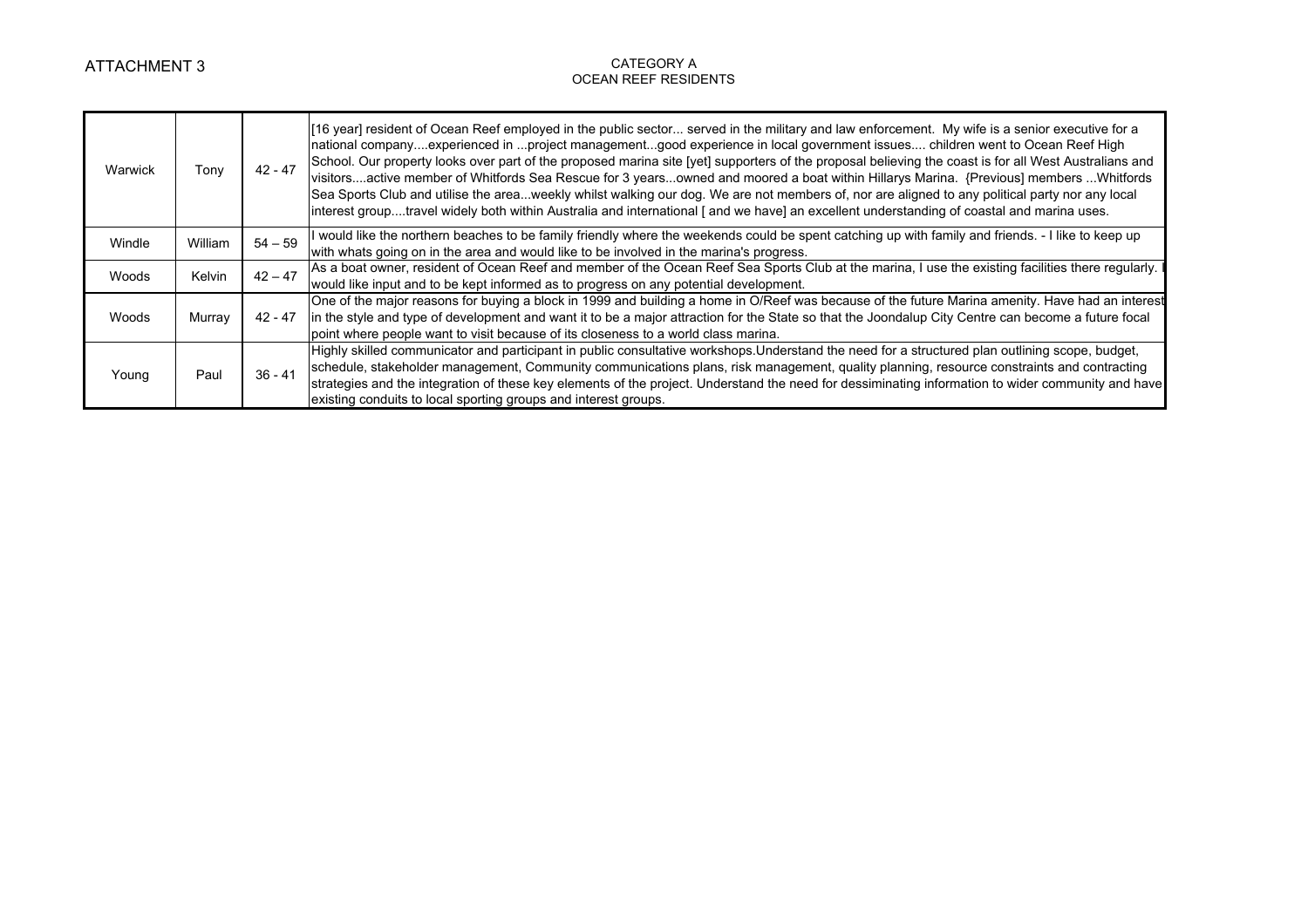ATTACHMENT 3

CATEGORY A
OCEAN REEF RESIDENTS

| | | | |
|---|---|---|---|
| Warwick | Tony | 42 - 47 | [16 year] resident of Ocean Reef employed in the public sector... served in the military and law enforcement. My wife is a senior executive for a national company....experienced in ...project management...good experience in local government issues.... children went to Ocean Reef High School. Our property looks over part of the proposed marina site [yet] supporters of the proposal believing the coast is for all West Australians and visitors....active member of Whitfords Sea Rescue for 3 years...owned and moored a boat within Hillarys Marina. {Previous] members ...Whitfords Sea Sports Club and utilise the area...weekly whilst walking our dog. We are not members of, nor are aligned to any political party nor any local interest group....travel widely both within Australia and international [ and we have] an excellent understanding of coastal and marina uses. |
| Windle | William | 54 – 59 | I would like the northern beaches to be family friendly where the weekends could be spent catching up with family and friends. - I like to keep up with whats going on in the area and would like to be involved in the marina's progress. |
| Woods | Kelvin | 42 – 47 | As a boat owner, resident of Ocean Reef and member of the Ocean Reef Sea Sports Club at the marina, I use the existing facilities there regularly. I would like input and to be kept informed as to progress on any potential development. |
| Woods | Murray | 42 - 47 | One of the major reasons for buying a block in 1999 and building a home in O/Reef was because of the future Marina amenity. Have had an interest in the style and type of development and want it to be a major attraction for the State so that the Joondalup City Centre can become a future focal point where people want to visit because of its closeness to a world class marina. |
| Young | Paul | 36 - 41 | Highly skilled communicator and participant in public consultative workshops.Understand the need for a structured plan outlining scope, budget, schedule, stakeholder management, Community communications plans, risk management, quality planning, resource constraints and contracting strategies and the integration of these key elements of the project. Understand the need for dessiminating information to wider community and have existing conduits to local sporting groups and interest groups. |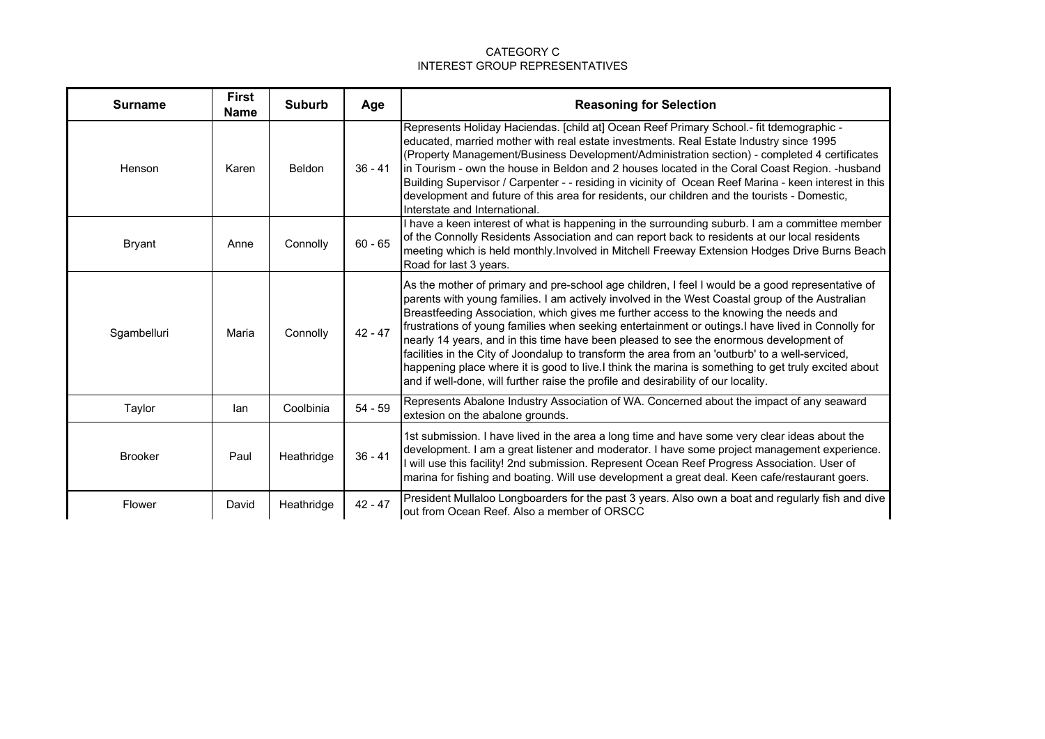CATEGORY C
INTEREST GROUP REPRESENTATIVES

| Surname | First Name | Suburb | Age | Reasoning for Selection |
|---|---|---|---|---|
| Henson | Karen | Beldon | 36 - 41 | Represents Holiday Haciendas. [child at] Ocean Reef Primary School.- fit tdemographic - educated, married mother with real estate investments. Real Estate Industry since 1995 (Property Management/Business Development/Administration section) - completed 4 certificates in Tourism - own the house in Beldon and 2 houses located in the Coral Coast Region. -husband Building Supervisor / Carpenter - - residing in vicinity of Ocean Reef Marina - keen interest in this development and future of this area for residents, our children and the tourists - Domestic, Interstate and International. |
| Bryant | Anne | Connolly | 60 - 65 | I have a keen interest of what is happening in the surrounding suburb. I am a committee member of the Connolly Residents Association and can report back to residents at our local residents meeting which is held monthly.Involved in Mitchell Freeway Extension Hodges Drive Burns Beach Road for last 3 years. |
| Sgambelluri | Maria | Connolly | 42 - 47 | As the mother of primary and pre-school age children, I feel I would be a good representative of parents with young families. I am actively involved in the West Coastal group of the Australian Breastfeeding Association, which gives me further access to the knowing the needs and frustrations of young families when seeking entertainment or outings.I have lived in Connolly for nearly 14 years, and in this time have been pleased to see the enormous development of facilities in the City of Joondalup to transform the area from an 'outburb' to a well-serviced, happening place where it is good to live.I think the marina is something to get truly excited about and if well-done, will further raise the profile and desirability of our locality. |
| Taylor | Ian | Coolbinia | 54 - 59 | Represents Abalone Industry Association of WA. Concerned about the impact of any seaward extesion on the abalone grounds. |
| Brooker | Paul | Heathridge | 36 - 41 | 1st submission. I have lived in the area a long time and have some very clear ideas about the development. I am a great listener and moderator. I have some project management experience. I will use this facility! 2nd submission. Represent Ocean Reef Progress Association. User of marina for fishing and boating. Will use development a great deal. Keen cafe/restaurant goers. |
| Flower | David | Heathridge | 42 - 47 | President Mullaloo Longboarders for the past 3 years. Also own a boat and regularly fish and dive out from Ocean Reef. Also a member of ORSCC |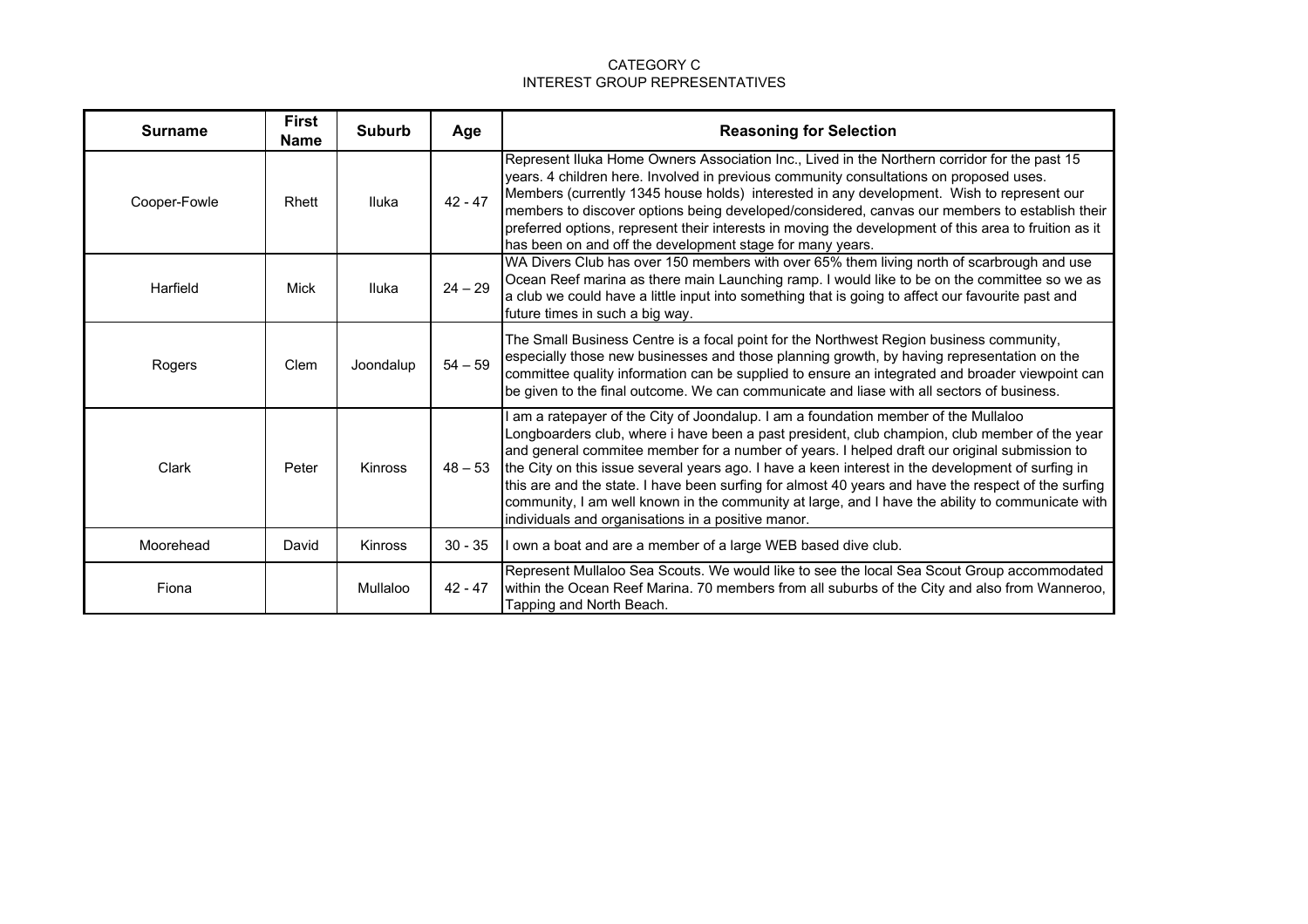CATEGORY C
INTEREST GROUP REPRESENTATIVES

| Surname | First Name | Suburb | Age | Reasoning for Selection |
|---|---|---|---|---|
| Cooper-Fowle | Rhett | Iluka | 42 - 47 | Represent Iluka Home Owners Association Inc., Lived in the Northern corridor for the past 15 years. 4 children here. Involved in previous community consultations on proposed uses. Members (currently 1345 house holds) interested in any development. Wish to represent our members to discover options being developed/considered, canvas our members to establish their preferred options, represent their interests in moving the development of this area to fruition as it has been on and off the development stage for many years. |
| Harfield | Mick | Iluka | 24 – 29 | WA Divers Club has over 150 members with over 65% them living north of scarbrough and use Ocean Reef marina as there main Launching ramp. I would like to be on the committee so we as a club we could have a little input into something that is going to affect our favourite past and future times in such a big way. |
| Rogers | Clem | Joondalup | 54 – 59 | The Small Business Centre is a focal point for the Northwest Region business community, especially those new businesses and those planning growth, by having representation on the committee quality information can be supplied to ensure an integrated and broader viewpoint can be given to the final outcome. We can communicate and liase with all sectors of business. |
| Clark | Peter | Kinross | 48 – 53 | I am a ratepayer of the City of Joondalup. I am a foundation member of the Mullaloo Longboarders club, where i have been a past president, club champion, club member of the year and general commitee member for a number of years. I helped draft our original submission to the City on this issue several years ago. I have a keen interest in the development of surfing in this are and the state. I have been surfing for almost 40 years and have the respect of the surfing community, I am well known in the community at large, and I have the ability to communicate with individuals and organisations in a positive manor. |
| Moorehead | David | Kinross | 30 - 35 | I own a boat and are a member of a large WEB based dive club. |
| Fiona | | Mullaloo | 42 - 47 | Represent Mullaloo Sea Scouts. We would like to see the local Sea Scout Group accommodated within the Ocean Reef Marina. 70 members from all suburbs of the City and also from Wanneroo, Tapping and North Beach. |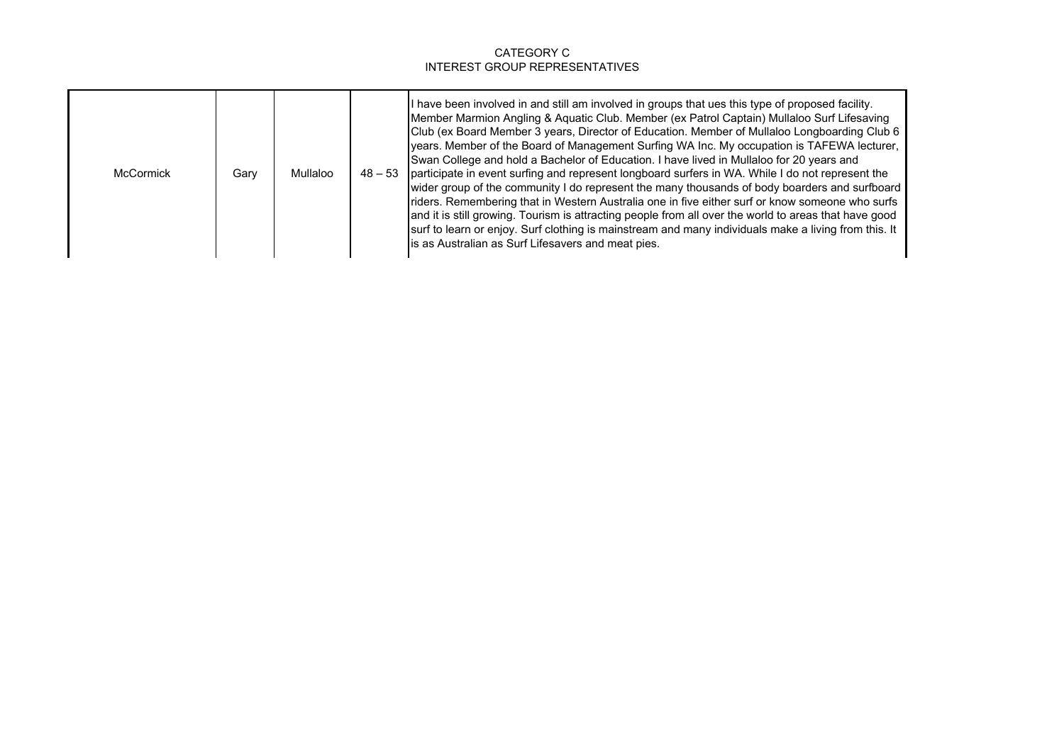CATEGORY C
INTEREST GROUP REPRESENTATIVES

| | | | | |
|---|---|---|---|---|
| McCormick | Gary | Mullaloo | 48 – 53 | I have been involved in and still am involved in groups that ues this type of proposed facility. Member Marmion Angling & Aquatic Club. Member (ex Patrol Captain) Mullaloo Surf Lifesaving Club (ex Board Member 3 years, Director of Education. Member of Mullaloo Longboarding Club 6 years. Member of the Board of Management Surfing WA Inc. My occupation is TAFEWA lecturer, Swan College and hold a Bachelor of Education. I have lived in Mullaloo for 20 years and participate in event surfing and represent longboard surfers in WA. While I do not represent the wider group of the community I do represent the many thousands of body boarders and surfboard riders. Remembering that in Western Australia one in five either surf or know someone who surfs and it is still growing. Tourism is attracting people from all over the world to areas that have good surf to learn or enjoy. Surf clothing is mainstream and many individuals make a living from this. It is as Australian as Surf Lifesavers and meat pies. |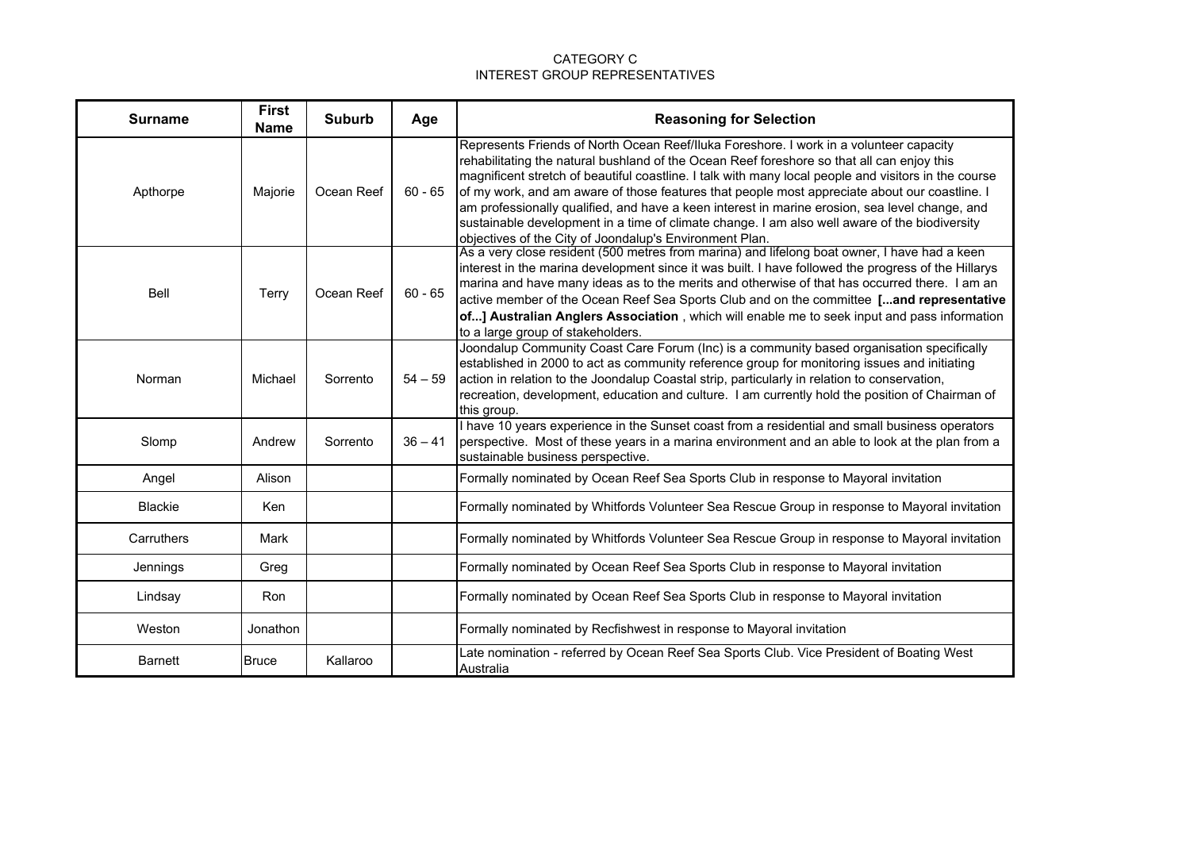# CATEGORY C
## INTEREST GROUP REPRESENTATIVES

| Surname | First Name | Suburb | Age | Reasoning for Selection |
|---|---|---|---|---|
| Apthorpe | Majorie | Ocean Reef | 60 - 65 | Represents Friends of North Ocean Reef/Iluka Foreshore. I work in a volunteer capacity rehabilitating the natural bushland of the Ocean Reef foreshore so that all can enjoy this magnificent stretch of beautiful coastline. I talk with many local people and visitors in the course of my work, and am aware of those features that people most appreciate about our coastline. I am professionally qualified, and have a keen interest in marine erosion, sea level change, and sustainable development in a time of climate change. I am also well aware of the biodiversity objectives of the City of Joondalup's Environment Plan. |
| Bell | Terry | Ocean Reef | 60 - 65 | As a very close resident (500 metres from marina) and lifelong boat owner, I have had a keen interest in the marina development since it was built. I have followed the progress of the Hillarys marina and have many ideas as to the merits and otherwise of that has occurred there. I am an active member of the Ocean Reef Sea Sports Club and on the committee **[...and representative of...] Australian Anglers Association** , which will enable me to seek input and pass information to a large group of stakeholders. |
| Norman | Michael | Sorrento | 54 – 59 | Joondalup Community Coast Care Forum (Inc) is a community based organisation specifically established in 2000 to act as community reference group for monitoring issues and initiating action in relation to the Joondalup Coastal strip, particularly in relation to conservation, recreation, development, education and culture. I am currently hold the position of Chairman of this group. |
| Slomp | Andrew | Sorrento | 36 – 41 | I have 10 years experience in the Sunset coast from a residential and small business operators perspective. Most of these years in a marina environment and an able to look at the plan from a sustainable business perspective. |
| Angel | Alison | | | Formally nominated by Ocean Reef Sea Sports Club in response to Mayoral invitation |
| Blackie | Ken | | | Formally nominated by Whitfords Volunteer Sea Rescue Group in response to Mayoral invitation |
| Carruthers | Mark | | | Formally nominated by Whitfords Volunteer Sea Rescue Group in response to Mayoral invitation |
| Jennings | Greg | | | Formally nominated by Ocean Reef Sea Sports Club in response to Mayoral invitation |
| Lindsay | Ron | | | Formally nominated by Ocean Reef Sea Sports Club in response to Mayoral invitation |
| Weston | Jonathon | | | Formally nominated by Recfishwest in response to Mayoral invitation |
| Barnett | Bruce | Kallaroo | | Late nomination - referred by Ocean Reef Sea Sports Club. Vice President of Boating West Australia |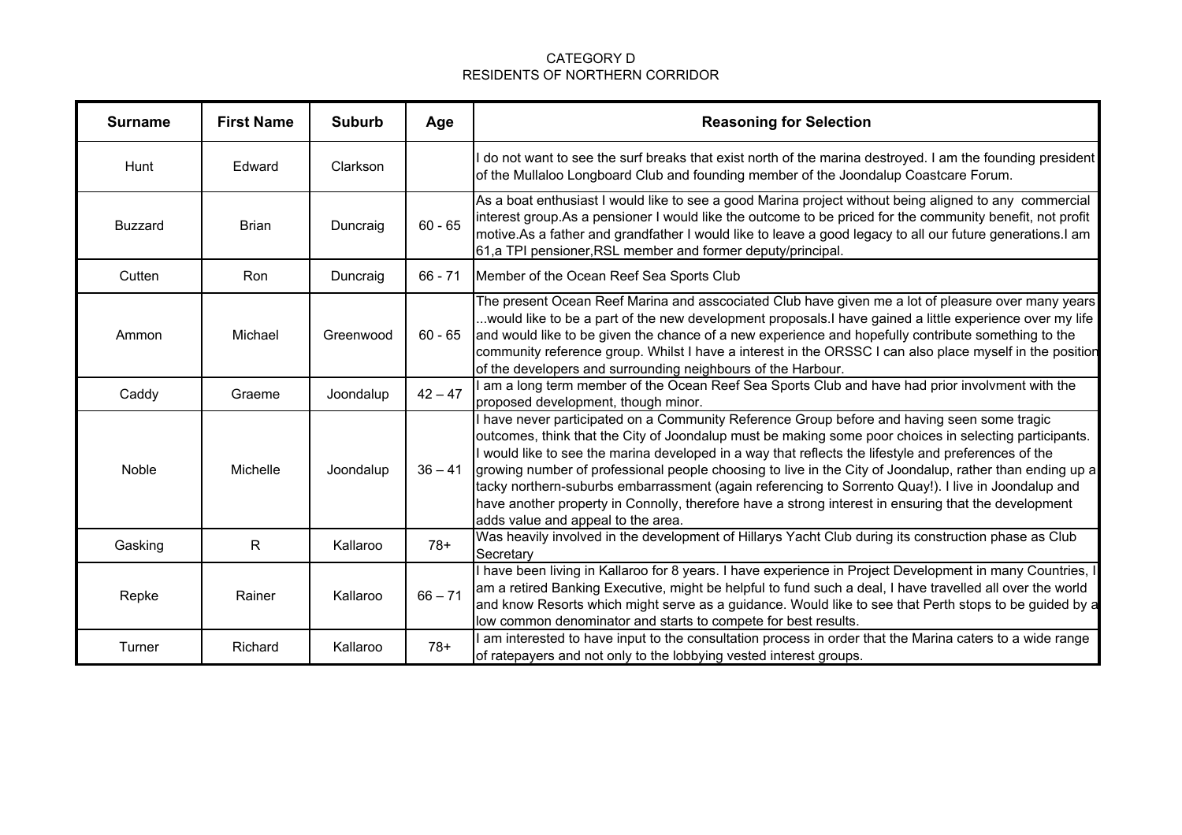CATEGORY D
RESIDENTS OF NORTHERN CORRIDOR

| Surname | First Name | Suburb | Age | Reasoning for Selection |
|---|---|---|---|---|
| Hunt | Edward | Clarkson | | I do not want to see the surf breaks that exist north of the marina destroyed. I am the founding president of the Mullaloo Longboard Club and founding member of the Joondalup Coastcare Forum. |
| Buzzard | Brian | Duncraig | 60 - 65 | As a boat enthusiast I would like to see a good Marina project without being aligned to any commercial interest group.As a pensioner I would like the outcome to be priced for the community benefit, not profit motive.As a father and grandfather I would like to leave a good legacy to all our future generations.I am 61,a TPI pensioner,RSL member and former deputy/principal. |
| Cutten | Ron | Duncraig | 66 - 71 | Member of the Ocean Reef Sea Sports Club |
| Ammon | Michael | Greenwood | 60 - 65 | The present Ocean Reef Marina and asscociated Club have given me a lot of pleasure over many years ...would like to be a part of the new development proposals.I have gained a little experience over my life and would like to be given the chance of a new experience and hopefully contribute something to the community reference group. Whilst I have a interest in the ORSSC I can also place myself in the position of the developers and surrounding neighbours of the Harbour. |
| Caddy | Graeme | Joondalup | 42 – 47 | I am a long term member of the Ocean Reef Sea Sports Club and have had prior involvment with the proposed development, though minor. |
| Noble | Michelle | Joondalup | 36 – 41 | I have never participated on a Community Reference Group before and having seen some tragic outcomes, think that the City of Joondalup must be making some poor choices in selecting participants. I would like to see the marina developed in a way that reflects the lifestyle and preferences of the growing number of professional people choosing to live in the City of Joondalup, rather than ending up a tacky northern-suburbs embarrassment (again referencing to Sorrento Quay!). I live in Joondalup and have another property in Connolly, therefore have a strong interest in ensuring that the development adds value and appeal to the area. |
| Gasking | R | Kallaroo | 78+ | Was heavily involved in the development of Hillarys Yacht Club during its construction phase as Club Secretary |
| Repke | Rainer | Kallaroo | 66 – 71 | I have been living in Kallaroo for 8 years. I have experience in Project Development in many Countries, I am a retired Banking Executive, might be helpful to fund such a deal, I have travelled all over the world and know Resorts which might serve as a guidance. Would like to see that Perth stops to be guided by a low common denominator and starts to compete for best results. |
| Turner | Richard | Kallaroo | 78+ | I am interested to have input to the consultation process in order that the Marina caters to a wide range of ratepayers and not only to the lobbying vested interest groups. |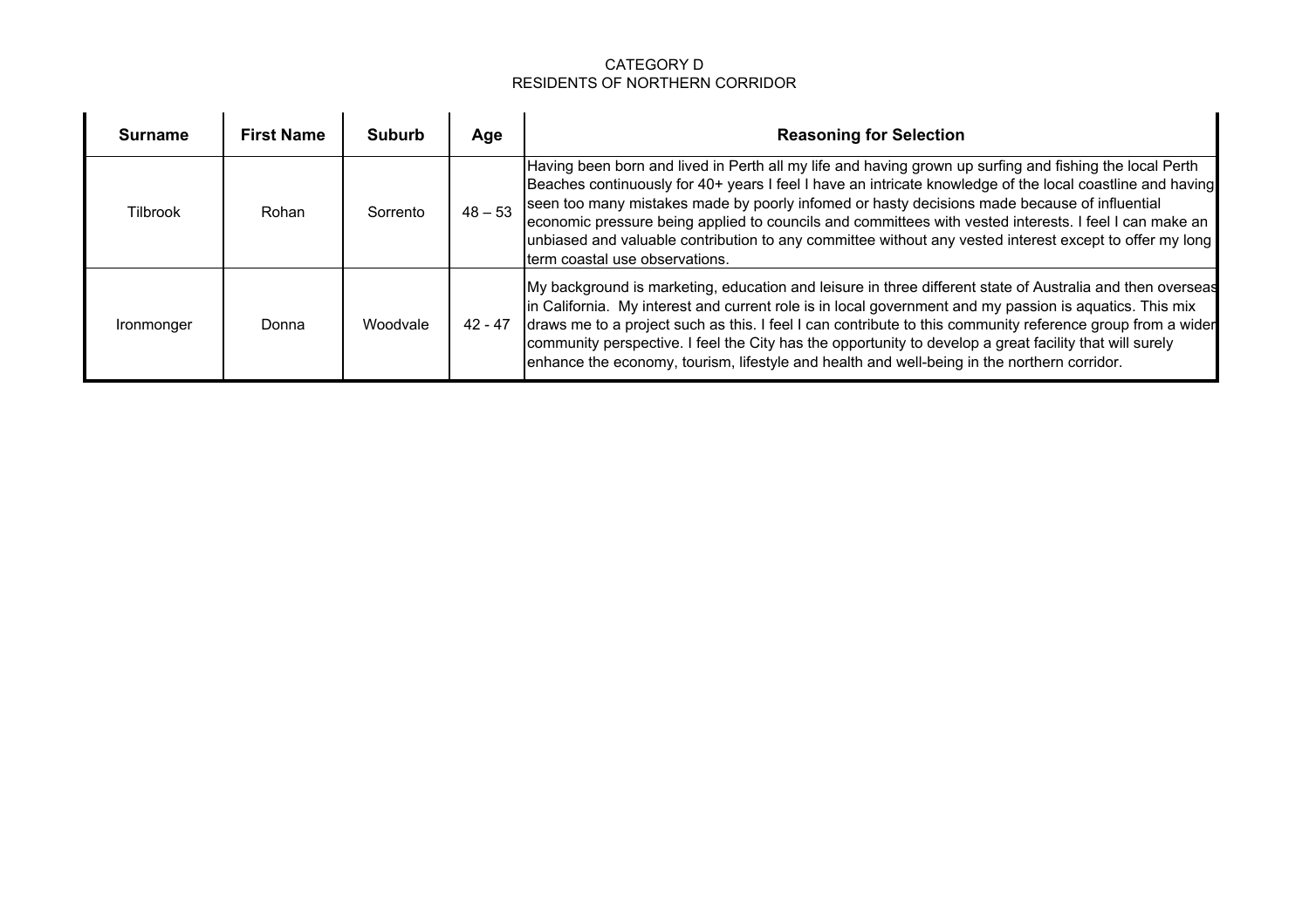CATEGORY D
RESIDENTS OF NORTHERN CORRIDOR

| Surname | First Name | Suburb | Age | Reasoning for Selection |
|---|---|---|---|---|
| Tilbrook | Rohan | Sorrento | 48 – 53 | Having been born and lived in Perth all my life and having grown up surfing and fishing the local Perth Beaches continuously for 40+ years I feel I have an intricate knowledge of the local coastline and having seen too many mistakes made by poorly infomed or hasty decisions made because of influential economic pressure being applied to councils and committees with vested interests. I feel I can make an unbiased and valuable contribution to any committee without any vested interest except to offer my long term coastal use observations. |
| Ironmonger | Donna | Woodvale | 42 - 47 | My background is marketing, education and leisure in three different state of Australia and then overseas in California. My interest and current role is in local government and my passion is aquatics. This mix draws me to a project such as this. I feel I can contribute to this community reference group from a wider community perspective. I feel the City has the opportunity to develop a great facility that will surely enhance the economy, tourism, lifestyle and health and well-being in the northern corridor. |